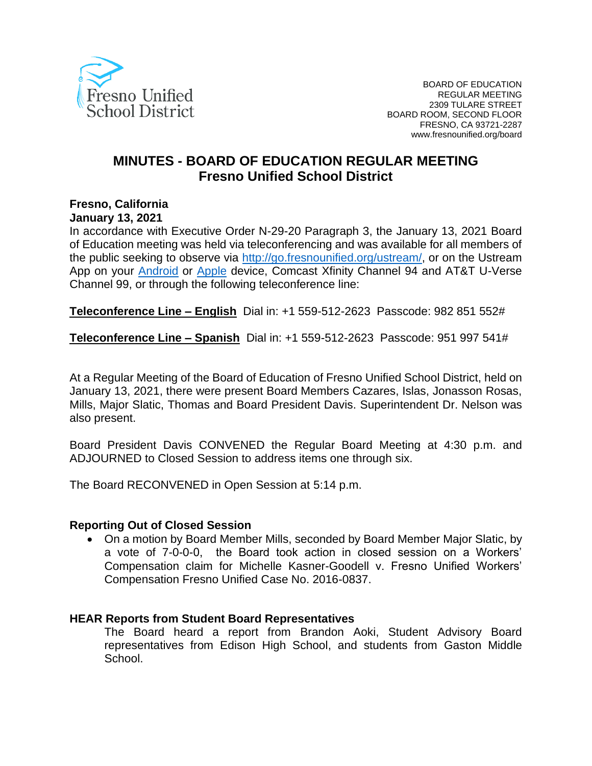Fresno Unified School District

BOARD OF EDUCATION
REGULAR MEETING
2309 TULARE STREET
BOARD ROOM, SECOND FLOOR
FRESNO, CA 93721-2287
www.fresnounified.org/board

# MINUTES - BOARD OF EDUCATION REGULAR MEETING
## Fresno Unified School District

**Fresno, California**
**January 13, 2021**

In accordance with Executive Order N-29-20 Paragraph 3, the January 13, 2021 Board of Education meeting was held via teleconferencing and was available for all members of the public seeking to observe via http://go.fresnounified.org/ustream/, or on the Ustream App on your Android or Apple device, Comcast Xfinity Channel 94 and AT&T U-Verse Channel 99, or through the following teleconference line:

**Teleconference Line – English** Dial in: +1 559-512-2623 Passcode: 982 851 552#

**Teleconference Line – Spanish** Dial in: +1 559-512-2623 Passcode: 951 997 541#

At a Regular Meeting of the Board of Education of Fresno Unified School District, held on January 13, 2021, there were present Board Members Cazares, Islas, Jonasson Rosas, Mills, Major Slatic, Thomas and Board President Davis. Superintendent Dr. Nelson was also present.

Board President Davis CONVENED the Regular Board Meeting at 4:30 p.m. and ADJOURNED to Closed Session to address items one through six.

The Board RECONVENED in Open Session at 5:14 p.m.

**Reporting Out of Closed Session**

- On a motion by Board Member Mills, seconded by Board Member Major Slatic, by a vote of 7-0-0-0, the Board took action in closed session on a Workers' Compensation claim for Michelle Kasner-Goodell v. Fresno Unified Workers' Compensation Fresno Unified Case No. 2016-0837.

**HEAR Reports from Student Board Representatives**

The Board heard a report from Brandon Aoki, Student Advisory Board representatives from Edison High School, and students from Gaston Middle School.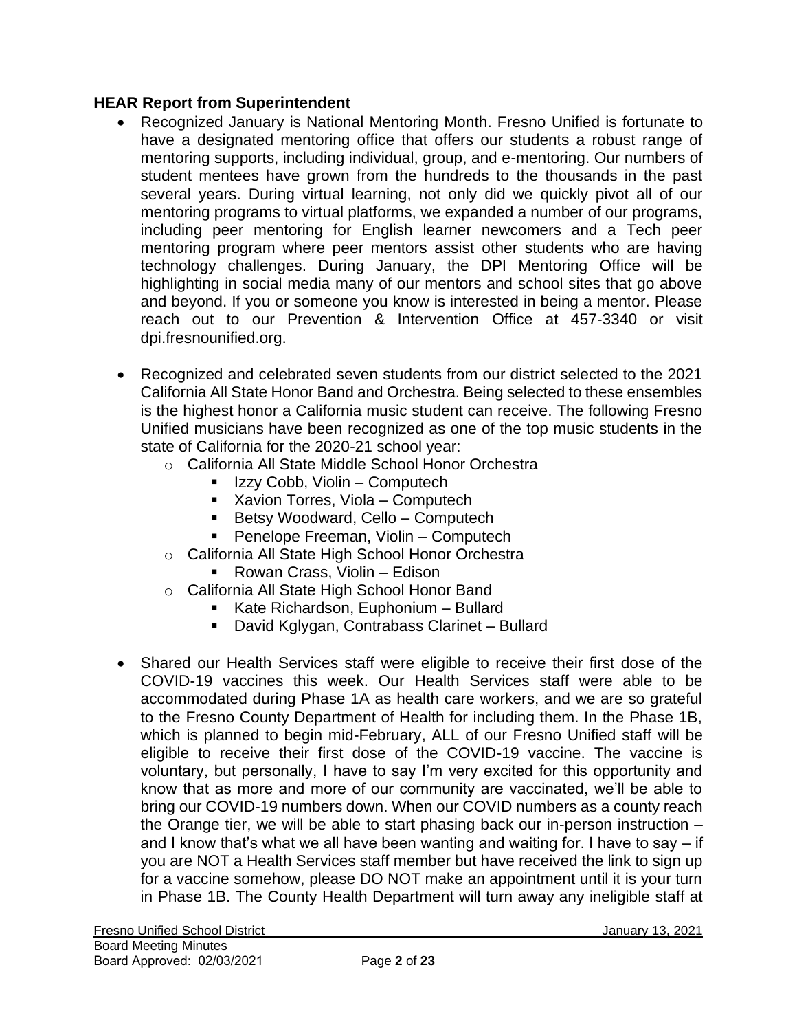**HEAR Report from Superintendent**

- Recognized January is National Mentoring Month. Fresno Unified is fortunate to have a designated mentoring office that offers our students a robust range of mentoring supports, including individual, group, and e-mentoring. Our numbers of student mentees have grown from the hundreds to the thousands in the past several years. During virtual learning, not only did we quickly pivot all of our mentoring programs to virtual platforms, we expanded a number of our programs, including peer mentoring for English learner newcomers and a Tech peer mentoring program where peer mentors assist other students who are having technology challenges. During January, the DPI Mentoring Office will be highlighting in social media many of our mentors and school sites that go above and beyond. If you or someone you know is interested in being a mentor. Please reach out to our Prevention & Intervention Office at 457-3340 or visit dpi.fresnounified.org.

- Recognized and celebrated seven students from our district selected to the 2021 California All State Honor Band and Orchestra. Being selected to these ensembles is the highest honor a California music student can receive. The following Fresno Unified musicians have been recognized as one of the top music students in the state of California for the 2020-21 school year:
  - California All State Middle School Honor Orchestra
    - Izzy Cobb, Violin – Computech
    - Xavion Torres, Viola – Computech
    - Betsy Woodward, Cello – Computech
    - Penelope Freeman, Violin – Computech
  - California All State High School Honor Orchestra
    - Rowan Crass, Violin – Edison
  - California All State High School Honor Band
    - Kate Richardson, Euphonium – Bullard
    - David Kglygan, Contrabass Clarinet – Bullard

- Shared our Health Services staff were eligible to receive their first dose of the COVID-19 vaccines this week. Our Health Services staff were able to be accommodated during Phase 1A as health care workers, and we are so grateful to the Fresno County Department of Health for including them. In the Phase 1B, which is planned to begin mid-February, ALL of our Fresno Unified staff will be eligible to receive their first dose of the COVID-19 vaccine. The vaccine is voluntary, but personally, I have to say I'm very excited for this opportunity and know that as more and more of our community are vaccinated, we'll be able to bring our COVID-19 numbers down. When our COVID numbers as a county reach the Orange tier, we will be able to start phasing back our in-person instruction – and I know that's what we all have been wanting and waiting for. I have to say – if you are NOT a Health Services staff member but have received the link to sign up for a vaccine somehow, please DO NOT make an appointment until it is your turn in Phase 1B. The County Health Department will turn away any ineligible staff at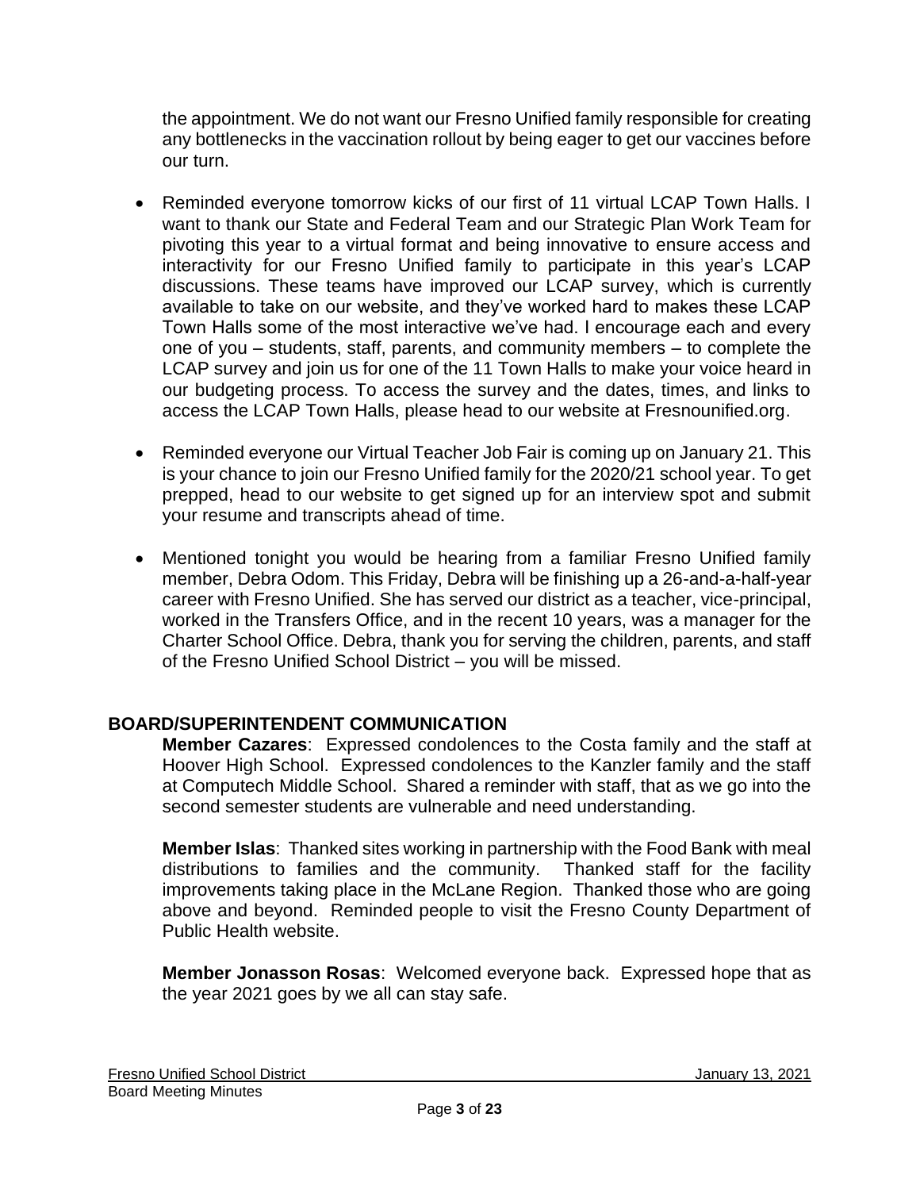the appointment. We do not want our Fresno Unified family responsible for creating any bottlenecks in the vaccination rollout by being eager to get our vaccines before our turn.

- Reminded everyone tomorrow kicks of our first of 11 virtual LCAP Town Halls. I want to thank our State and Federal Team and our Strategic Plan Work Team for pivoting this year to a virtual format and being innovative to ensure access and interactivity for our Fresno Unified family to participate in this year's LCAP discussions. These teams have improved our LCAP survey, which is currently available to take on our website, and they've worked hard to makes these LCAP Town Halls some of the most interactive we've had. I encourage each and every one of you – students, staff, parents, and community members – to complete the LCAP survey and join us for one of the 11 Town Halls to make your voice heard in our budgeting process. To access the survey and the dates, times, and links to access the LCAP Town Halls, please head to our website at Fresnounified.org.

- Reminded everyone our Virtual Teacher Job Fair is coming up on January 21. This is your chance to join our Fresno Unified family for the 2020/21 school year. To get prepped, head to our website to get signed up for an interview spot and submit your resume and transcripts ahead of time.

- Mentioned tonight you would be hearing from a familiar Fresno Unified family member, Debra Odom. This Friday, Debra will be finishing up a 26-and-a-half-year career with Fresno Unified. She has served our district as a teacher, vice-principal, worked in the Transfers Office, and in the recent 10 years, was a manager for the Charter School Office. Debra, thank you for serving the children, parents, and staff of the Fresno Unified School District – you will be missed.

## BOARD/SUPERINTENDENT COMMUNICATION

**Member Cazares**: Expressed condolences to the Costa family and the staff at Hoover High School. Expressed condolences to the Kanzler family and the staff at Computech Middle School. Shared a reminder with staff, that as we go into the second semester students are vulnerable and need understanding.

**Member Islas**: Thanked sites working in partnership with the Food Bank with meal distributions to families and the community. Thanked staff for the facility improvements taking place in the McLane Region. Thanked those who are going above and beyond. Reminded people to visit the Fresno County Department of Public Health website.

**Member Jonasson Rosas**: Welcomed everyone back. Expressed hope that as the year 2021 goes by we all can stay safe.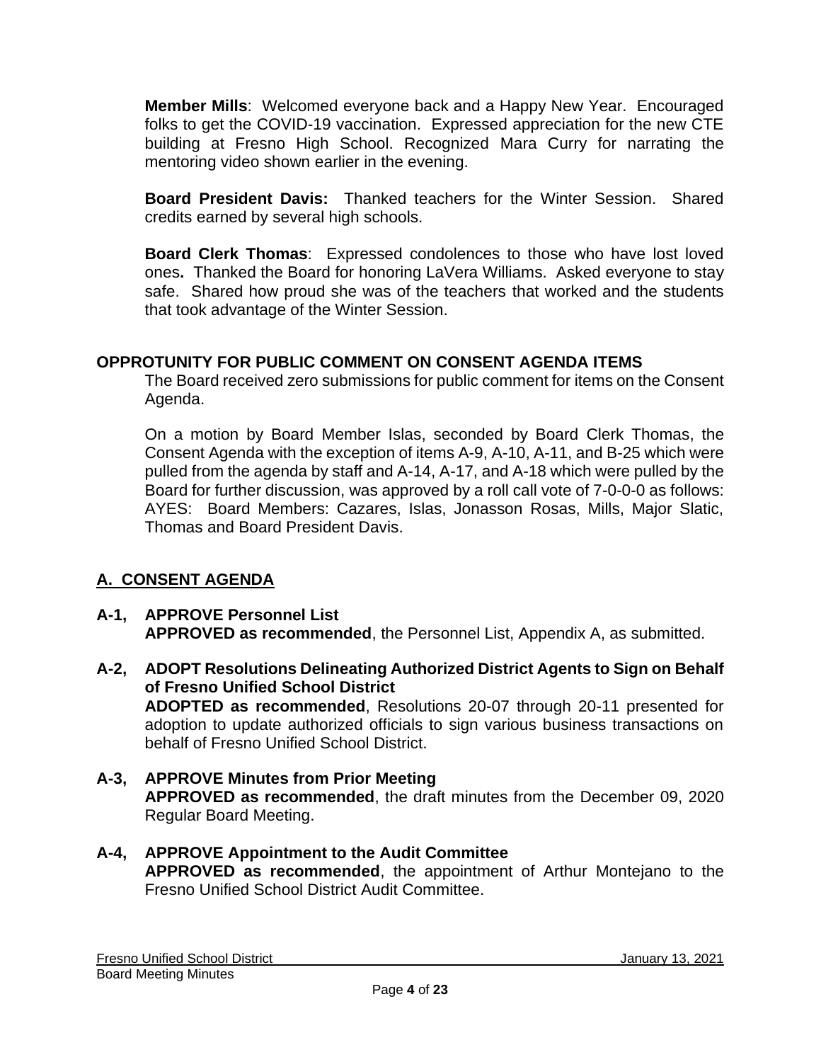**Member Mills**: Welcomed everyone back and a Happy New Year. Encouraged folks to get the COVID-19 vaccination. Expressed appreciation for the new CTE building at Fresno High School. Recognized Mara Curry for narrating the mentoring video shown earlier in the evening.

**Board President Davis:** Thanked teachers for the Winter Session. Shared credits earned by several high schools.

**Board Clerk Thomas**: Expressed condolences to those who have lost loved ones**.** Thanked the Board for honoring LaVera Williams. Asked everyone to stay safe. Shared how proud she was of the teachers that worked and the students that took advantage of the Winter Session.

## OPPROTUNITY FOR PUBLIC COMMENT ON CONSENT AGENDA ITEMS

The Board received zero submissions for public comment for items on the Consent Agenda.

On a motion by Board Member Islas, seconded by Board Clerk Thomas, the Consent Agenda with the exception of items A-9, A-10, A-11, and B-25 which were pulled from the agenda by staff and A-14, A-17, and A-18 which were pulled by the Board for further discussion, was approved by a roll call vote of 7-0-0-0 as follows: AYES: Board Members: Cazares, Islas, Jonasson Rosas, Mills, Major Slatic, Thomas and Board President Davis.

## A. CONSENT AGENDA

**A-1, APPROVE Personnel List**
**APPROVED as recommended**, the Personnel List, Appendix A, as submitted.

**A-2, ADOPT Resolutions Delineating Authorized District Agents to Sign on Behalf of Fresno Unified School District**
**ADOPTED as recommended**, Resolutions 20-07 through 20-11 presented for adoption to update authorized officials to sign various business transactions on behalf of Fresno Unified School District.

**A-3, APPROVE Minutes from Prior Meeting**
**APPROVED as recommended**, the draft minutes from the December 09, 2020 Regular Board Meeting.

**A-4, APPROVE Appointment to the Audit Committee**
**APPROVED as recommended**, the appointment of Arthur Montejano to the Fresno Unified School District Audit Committee.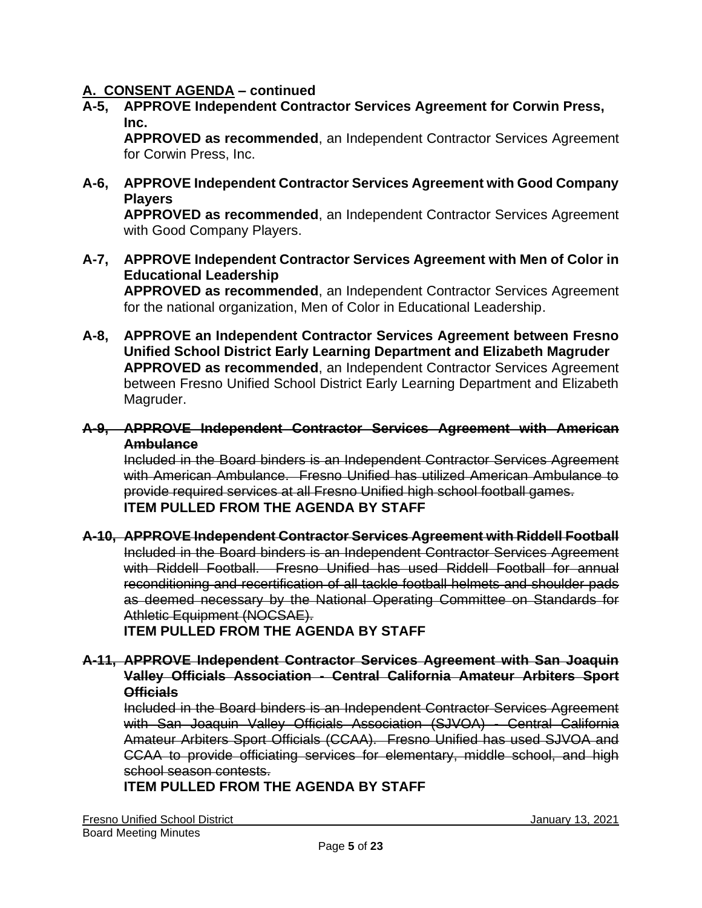## A. CONSENT AGENDA – continued

**A-5, APPROVE Independent Contractor Services Agreement for Corwin Press, Inc.**

**APPROVED as recommended**, an Independent Contractor Services Agreement for Corwin Press, Inc.

**A-6, APPROVE Independent Contractor Services Agreement with Good Company Players**

**APPROVED as recommended**, an Independent Contractor Services Agreement with Good Company Players.

**A-7, APPROVE Independent Contractor Services Agreement with Men of Color in Educational Leadership**

**APPROVED as recommended**, an Independent Contractor Services Agreement for the national organization, Men of Color in Educational Leadership.

**A-8, APPROVE an Independent Contractor Services Agreement between Fresno Unified School District Early Learning Department and Elizabeth Magruder**

**APPROVED as recommended**, an Independent Contractor Services Agreement between Fresno Unified School District Early Learning Department and Elizabeth Magruder.

~~**A-9, APPROVE Independent Contractor Services Agreement with American Ambulance**~~

~~Included in the Board binders is an Independent Contractor Services Agreement with American Ambulance. Fresno Unified has utilized American Ambulance to provide required services at all Fresno Unified high school football games.~~

**ITEM PULLED FROM THE AGENDA BY STAFF**

~~**A-10, APPROVE Independent Contractor Services Agreement with Riddell Football**~~

~~Included in the Board binders is an Independent Contractor Services Agreement with Riddell Football. Fresno Unified has used Riddell Football for annual reconditioning and recertification of all tackle football helmets and shoulder pads as deemed necessary by the National Operating Committee on Standards for Athletic Equipment (NOCSAE).~~

**ITEM PULLED FROM THE AGENDA BY STAFF**

~~**A-11, APPROVE Independent Contractor Services Agreement with San Joaquin Valley Officials Association - Central California Amateur Arbiters Sport Officials**~~

~~Included in the Board binders is an Independent Contractor Services Agreement with San Joaquin Valley Officials Association (SJVOA) - Central California Amateur Arbiters Sport Officials (CCAA). Fresno Unified has used SJVOA and CCAA to provide officiating services for elementary, middle school, and high school season contests.~~

**ITEM PULLED FROM THE AGENDA BY STAFF**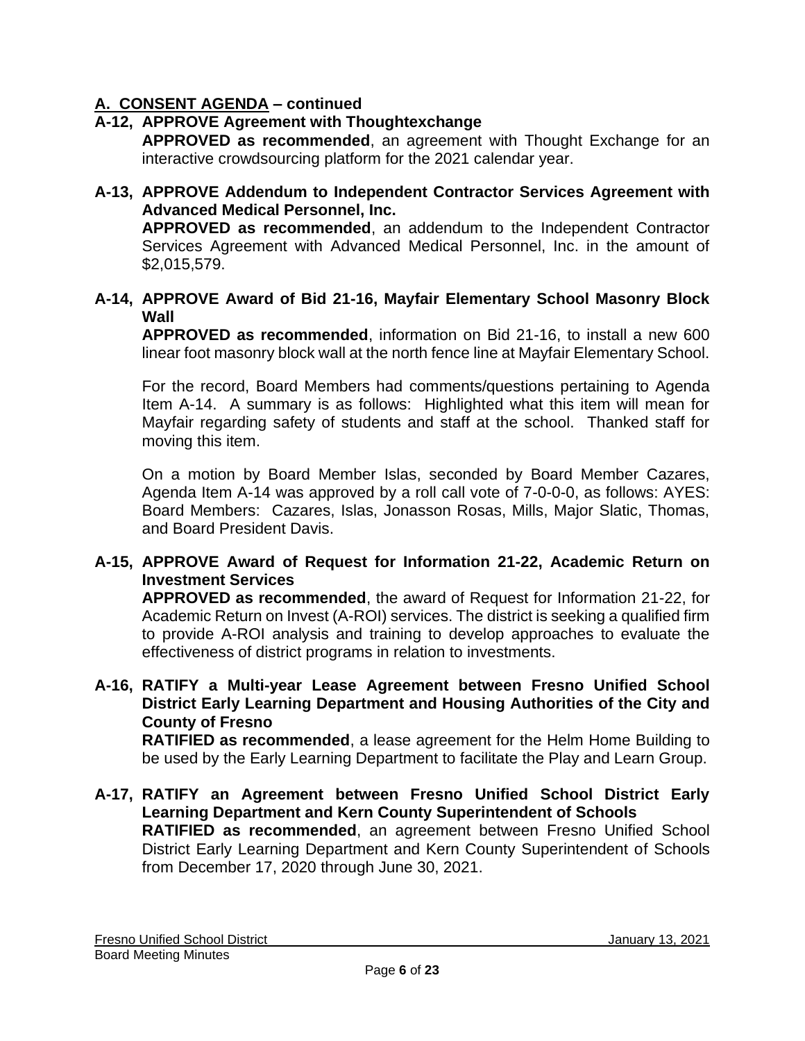## A. CONSENT AGENDA – continued

**A-12, APPROVE Agreement with Thoughtexchange**

**APPROVED as recommended**, an agreement with Thought Exchange for an interactive crowdsourcing platform for the 2021 calendar year.

**A-13, APPROVE Addendum to Independent Contractor Services Agreement with Advanced Medical Personnel, Inc.**

**APPROVED as recommended**, an addendum to the Independent Contractor Services Agreement with Advanced Medical Personnel, Inc. in the amount of $2,015,579.

**A-14, APPROVE Award of Bid 21-16, Mayfair Elementary School Masonry Block Wall**

**APPROVED as recommended**, information on Bid 21-16, to install a new 600 linear foot masonry block wall at the north fence line at Mayfair Elementary School.

For the record, Board Members had comments/questions pertaining to Agenda Item A-14. A summary is as follows: Highlighted what this item will mean for Mayfair regarding safety of students and staff at the school. Thanked staff for moving this item.

On a motion by Board Member Islas, seconded by Board Member Cazares, Agenda Item A-14 was approved by a roll call vote of 7-0-0-0, as follows: AYES: Board Members: Cazares, Islas, Jonasson Rosas, Mills, Major Slatic, Thomas, and Board President Davis.

**A-15, APPROVE Award of Request for Information 21-22, Academic Return on Investment Services**

**APPROVED as recommended**, the award of Request for Information 21-22, for Academic Return on Invest (A-ROI) services. The district is seeking a qualified firm to provide A-ROI analysis and training to develop approaches to evaluate the effectiveness of district programs in relation to investments.

**A-16, RATIFY a Multi-year Lease Agreement between Fresno Unified School District Early Learning Department and Housing Authorities of the City and County of Fresno**

**RATIFIED as recommended**, a lease agreement for the Helm Home Building to be used by the Early Learning Department to facilitate the Play and Learn Group.

**A-17, RATIFY an Agreement between Fresno Unified School District Early Learning Department and Kern County Superintendent of Schools**

**RATIFIED as recommended**, an agreement between Fresno Unified School District Early Learning Department and Kern County Superintendent of Schools from December 17, 2020 through June 30, 2021.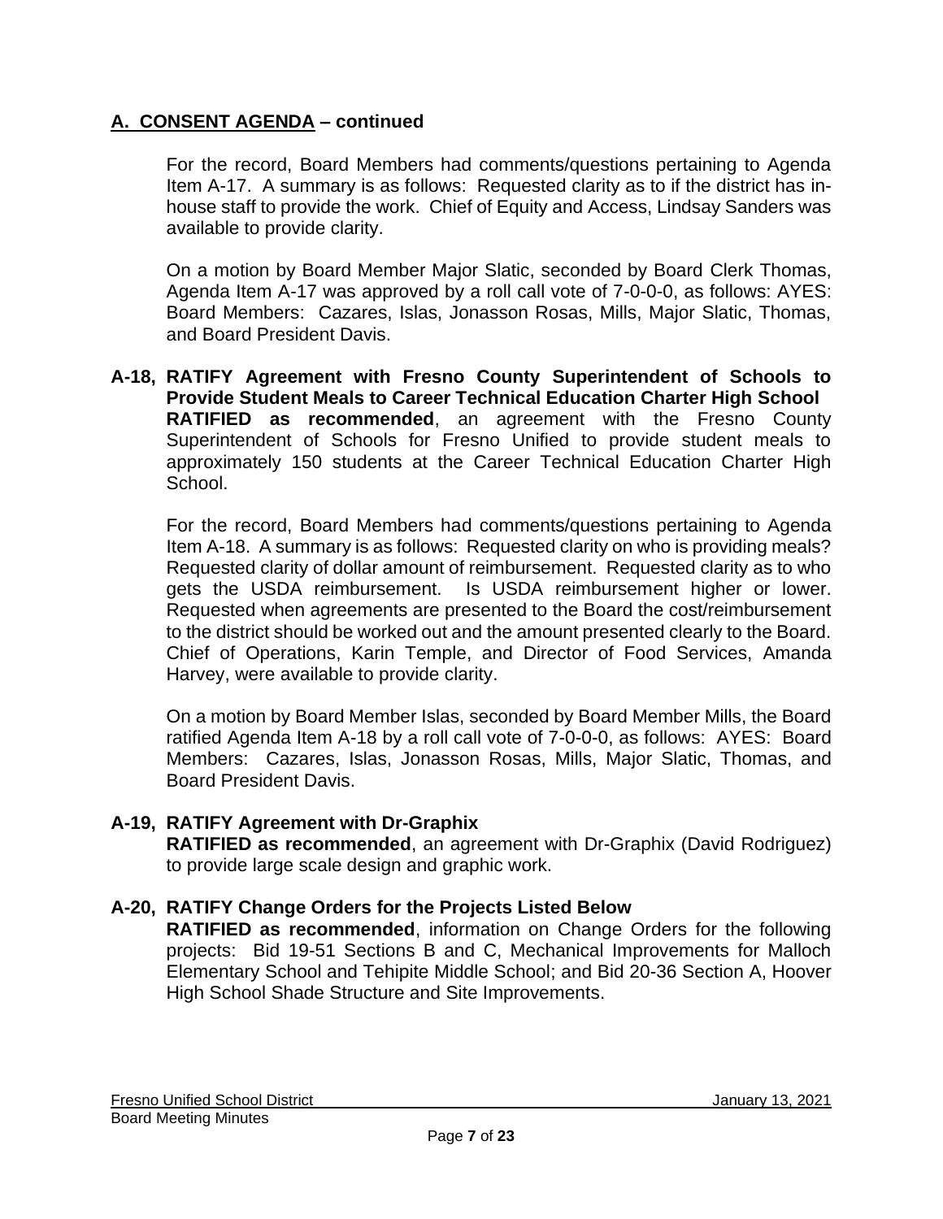## A. CONSENT AGENDA – continued

For the record, Board Members had comments/questions pertaining to Agenda Item A-17. A summary is as follows: Requested clarity as to if the district has in-house staff to provide the work. Chief of Equity and Access, Lindsay Sanders was available to provide clarity.

On a motion by Board Member Major Slatic, seconded by Board Clerk Thomas, Agenda Item A-17 was approved by a roll call vote of 7-0-0-0, as follows: AYES: Board Members: Cazares, Islas, Jonasson Rosas, Mills, Major Slatic, Thomas, and Board President Davis.

**A-18, RATIFY Agreement with Fresno County Superintendent of Schools to Provide Student Meals to Career Technical Education Charter High School**
**RATIFIED as recommended**, an agreement with the Fresno County Superintendent of Schools for Fresno Unified to provide student meals to approximately 150 students at the Career Technical Education Charter High School.

For the record, Board Members had comments/questions pertaining to Agenda Item A-18. A summary is as follows: Requested clarity on who is providing meals? Requested clarity of dollar amount of reimbursement. Requested clarity as to who gets the USDA reimbursement. Is USDA reimbursement higher or lower. Requested when agreements are presented to the Board the cost/reimbursement to the district should be worked out and the amount presented clearly to the Board. Chief of Operations, Karin Temple, and Director of Food Services, Amanda Harvey, were available to provide clarity.

On a motion by Board Member Islas, seconded by Board Member Mills, the Board ratified Agenda Item A-18 by a roll call vote of 7-0-0-0, as follows: AYES: Board Members: Cazares, Islas, Jonasson Rosas, Mills, Major Slatic, Thomas, and Board President Davis.

**A-19, RATIFY Agreement with Dr-Graphix**
**RATIFIED as recommended**, an agreement with Dr-Graphix (David Rodriguez) to provide large scale design and graphic work.

**A-20, RATIFY Change Orders for the Projects Listed Below**
**RATIFIED as recommended**, information on Change Orders for the following projects: Bid 19-51 Sections B and C, Mechanical Improvements for Malloch Elementary School and Tehipite Middle School; and Bid 20-36 Section A, Hoover High School Shade Structure and Site Improvements.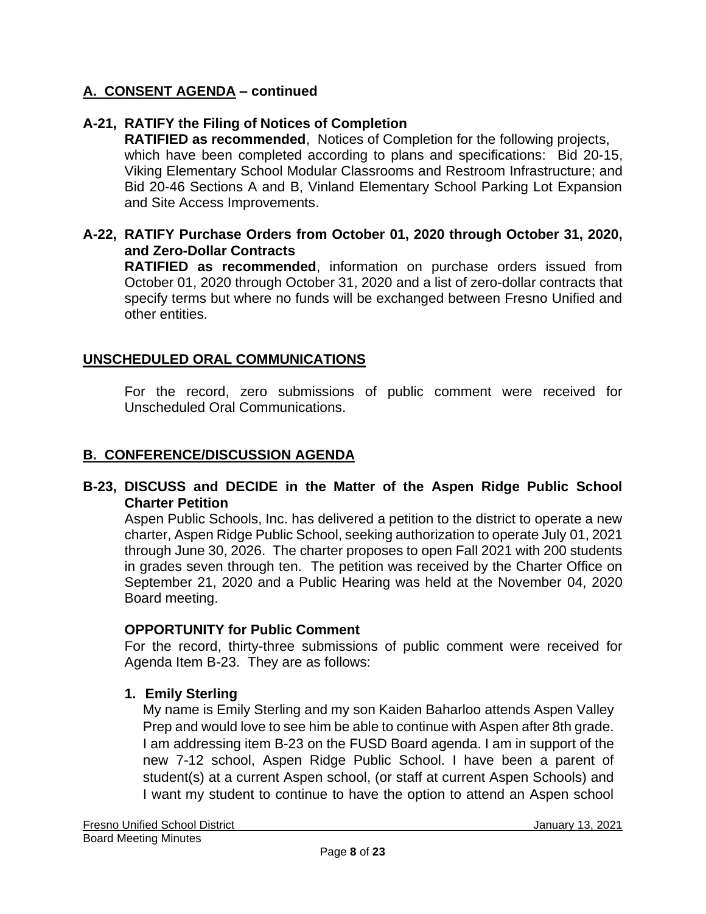## A. CONSENT AGENDA – continued

### A-21, RATIFY the Filing of Notices of Completion

**RATIFIED as recommended**, Notices of Completion for the following projects, which have been completed according to plans and specifications: Bid 20-15, Viking Elementary School Modular Classrooms and Restroom Infrastructure; and Bid 20-46 Sections A and B, Vinland Elementary School Parking Lot Expansion and Site Access Improvements.

### A-22, RATIFY Purchase Orders from October 01, 2020 through October 31, 2020, and Zero-Dollar Contracts

**RATIFIED as recommended**, information on purchase orders issued from October 01, 2020 through October 31, 2020 and a list of zero-dollar contracts that specify terms but where no funds will be exchanged between Fresno Unified and other entities.

## UNSCHEDULED ORAL COMMUNICATIONS

For the record, zero submissions of public comment were received for Unscheduled Oral Communications.

## B. CONFERENCE/DISCUSSION AGENDA

### B-23, DISCUSS and DECIDE in the Matter of the Aspen Ridge Public School Charter Petition

Aspen Public Schools, Inc. has delivered a petition to the district to operate a new charter, Aspen Ridge Public School, seeking authorization to operate July 01, 2021 through June 30, 2026. The charter proposes to open Fall 2021 with 200 students in grades seven through ten. The petition was received by the Charter Office on September 21, 2020 and a Public Hearing was held at the November 04, 2020 Board meeting.

**OPPORTUNITY for Public Comment**

For the record, thirty-three submissions of public comment were received for Agenda Item B-23. They are as follows:

1. **Emily Sterling**

   My name is Emily Sterling and my son Kaiden Baharloo attends Aspen Valley Prep and would love to see him be able to continue with Aspen after 8th grade. I am addressing item B-23 on the FUSD Board agenda. I am in support of the new 7-12 school, Aspen Ridge Public School. I have been a parent of student(s) at a current Aspen school, (or staff at current Aspen Schools) and I want my student to continue to have the option to attend an Aspen school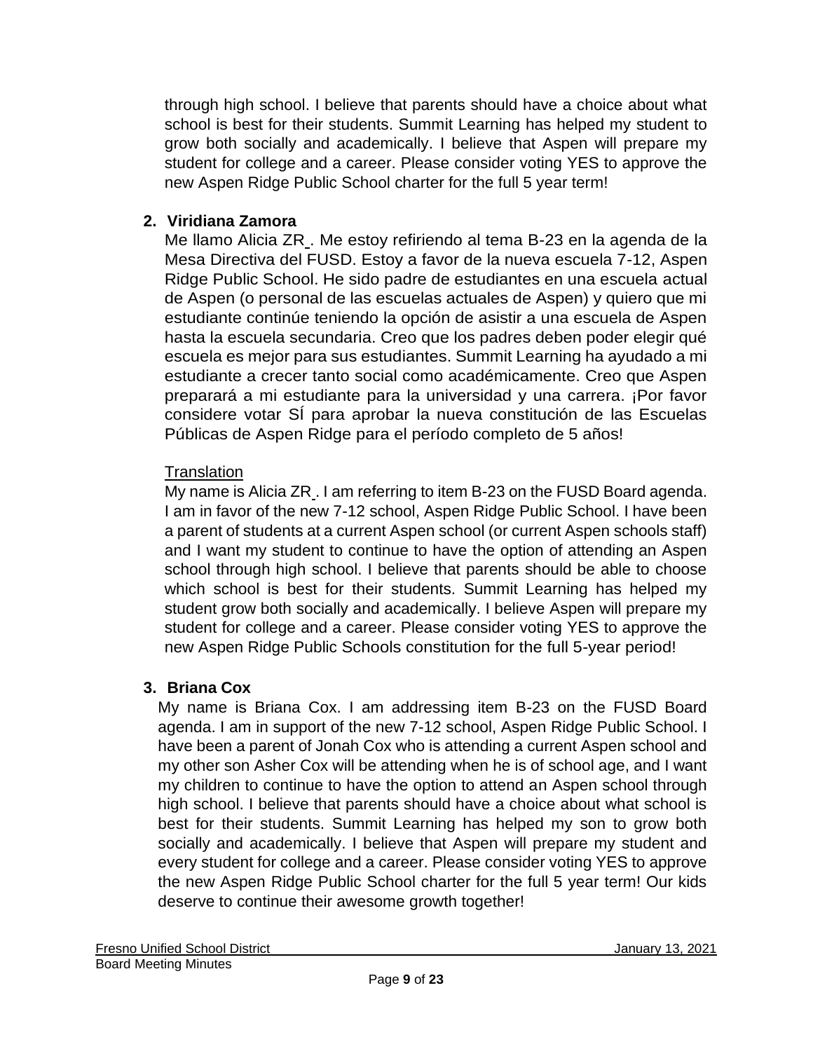through high school. I believe that parents should have a choice about what school is best for their students. Summit Learning has helped my student to grow both socially and academically. I believe that Aspen will prepare my student for college and a career. Please consider voting YES to approve the new Aspen Ridge Public School charter for the full 5 year term!

2. **Viridiana Zamora**

   Me llamo Alicia ZR_. Me estoy refiriendo al tema B-23 en la agenda de la Mesa Directiva del FUSD. Estoy a favor de la nueva escuela 7-12, Aspen Ridge Public School. He sido padre de estudiantes en una escuela actual de Aspen (o personal de las escuelas actuales de Aspen) y quiero que mi estudiante continúe teniendo la opción de asistir a una escuela de Aspen hasta la escuela secundaria. Creo que los padres deben poder elegir qué escuela es mejor para sus estudiantes. Summit Learning ha ayudado a mi estudiante a crecer tanto social como académicamente. Creo que Aspen preparará a mi estudiante para la universidad y una carrera. ¡Por favor considere votar SÍ para aprobar la nueva constitución de las Escuelas Públicas de Aspen Ridge para el período completo de 5 años!

   Translation

   My name is Alicia ZR_. I am referring to item B-23 on the FUSD Board agenda. I am in favor of the new 7-12 school, Aspen Ridge Public School. I have been a parent of students at a current Aspen school (or current Aspen schools staff) and I want my student to continue to have the option of attending an Aspen school through high school. I believe that parents should be able to choose which school is best for their students. Summit Learning has helped my student grow both socially and academically. I believe Aspen will prepare my student for college and a career. Please consider voting YES to approve the new Aspen Ridge Public Schools constitution for the full 5-year period!

3. **Briana Cox**

   My name is Briana Cox. I am addressing item B-23 on the FUSD Board agenda. I am in support of the new 7-12 school, Aspen Ridge Public School. I have been a parent of Jonah Cox who is attending a current Aspen school and my other son Asher Cox will be attending when he is of school age, and I want my children to continue to have the option to attend an Aspen school through high school. I believe that parents should have a choice about what school is best for their students. Summit Learning has helped my son to grow both socially and academically. I believe that Aspen will prepare my student and every student for college and a career. Please consider voting YES to approve the new Aspen Ridge Public School charter for the full 5 year term! Our kids deserve to continue their awesome growth together!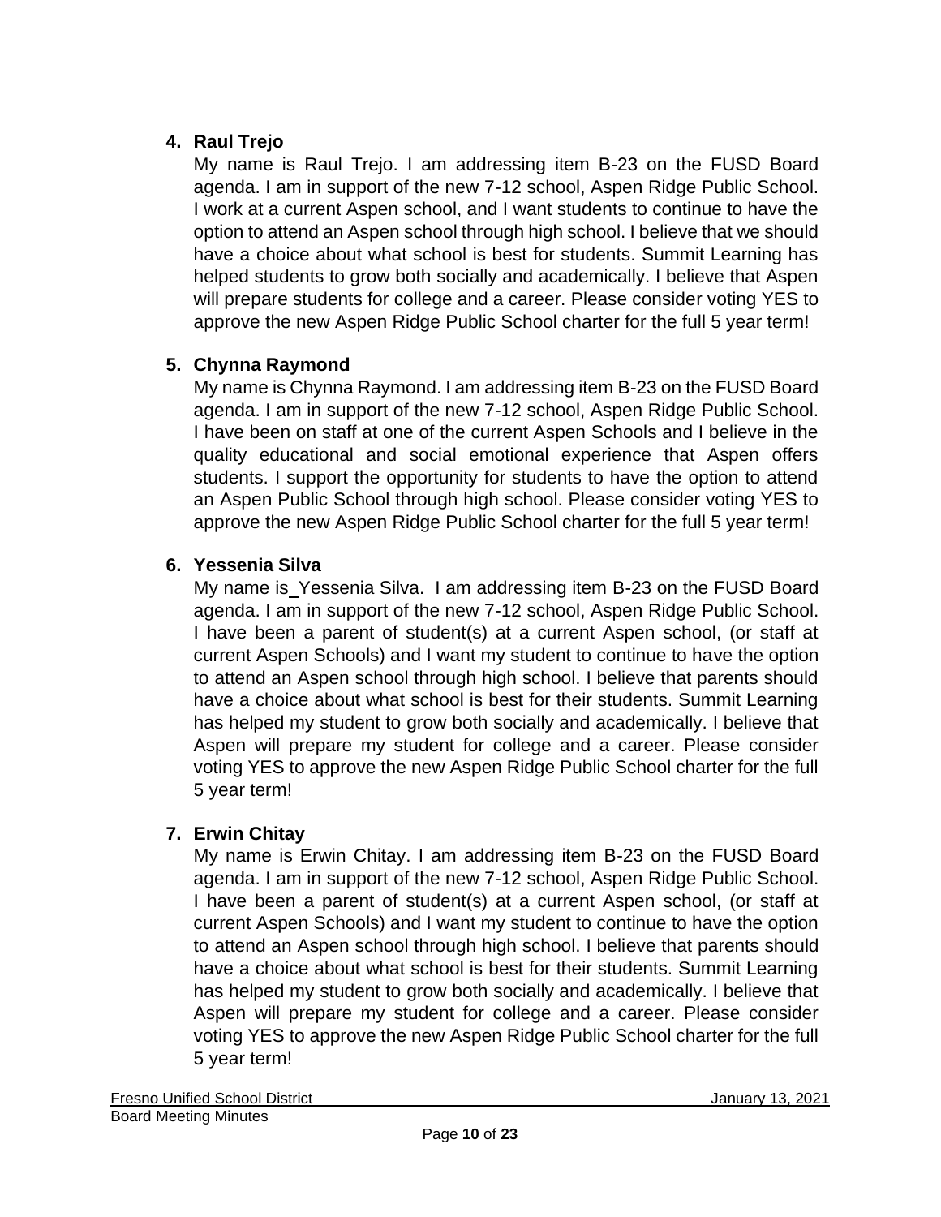4. **Raul Trejo**

   My name is Raul Trejo. I am addressing item B-23 on the FUSD Board agenda. I am in support of the new 7-12 school, Aspen Ridge Public School. I work at a current Aspen school, and I want students to continue to have the option to attend an Aspen school through high school. I believe that we should have a choice about what school is best for students. Summit Learning has helped students to grow both socially and academically. I believe that Aspen will prepare students for college and a career. Please consider voting YES to approve the new Aspen Ridge Public School charter for the full 5 year term!

5. **Chynna Raymond**

   My name is Chynna Raymond. I am addressing item B-23 on the FUSD Board agenda. I am in support of the new 7-12 school, Aspen Ridge Public School. I have been on staff at one of the current Aspen Schools and I believe in the quality educational and social emotional experience that Aspen offers students. I support the opportunity for students to have the option to attend an Aspen Public School through high school. Please consider voting YES to approve the new Aspen Ridge Public School charter for the full 5 year term!

6. **Yessenia Silva**

   My name is_Yessenia Silva. I am addressing item B-23 on the FUSD Board agenda. I am in support of the new 7-12 school, Aspen Ridge Public School. I have been a parent of student(s) at a current Aspen school, (or staff at current Aspen Schools) and I want my student to continue to have the option to attend an Aspen school through high school. I believe that parents should have a choice about what school is best for their students. Summit Learning has helped my student to grow both socially and academically. I believe that Aspen will prepare my student for college and a career. Please consider voting YES to approve the new Aspen Ridge Public School charter for the full 5 year term!

7. **Erwin Chitay**

   My name is Erwin Chitay. I am addressing item B-23 on the FUSD Board agenda. I am in support of the new 7-12 school, Aspen Ridge Public School. I have been a parent of student(s) at a current Aspen school, (or staff at current Aspen Schools) and I want my student to continue to have the option to attend an Aspen school through high school. I believe that parents should have a choice about what school is best for their students. Summit Learning has helped my student to grow both socially and academically. I believe that Aspen will prepare my student for college and a career. Please consider voting YES to approve the new Aspen Ridge Public School charter for the full 5 year term!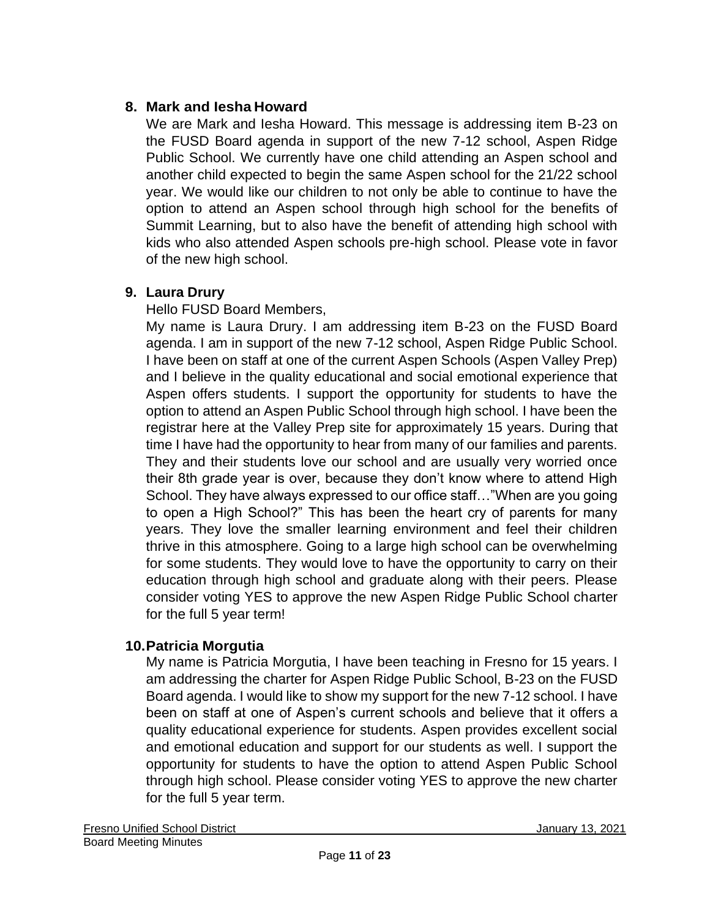8. **Mark and Iesha Howard**

   We are Mark and Iesha Howard. This message is addressing item B-23 on the FUSD Board agenda in support of the new 7-12 school, Aspen Ridge Public School. We currently have one child attending an Aspen school and another child expected to begin the same Aspen school for the 21/22 school year. We would like our children to not only be able to continue to have the option to attend an Aspen school through high school for the benefits of Summit Learning, but to also have the benefit of attending high school with kids who also attended Aspen schools pre-high school. Please vote in favor of the new high school.

9. **Laura Drury**

   Hello FUSD Board Members,

   My name is Laura Drury. I am addressing item B-23 on the FUSD Board agenda. I am in support of the new 7-12 school, Aspen Ridge Public School. I have been on staff at one of the current Aspen Schools (Aspen Valley Prep) and I believe in the quality educational and social emotional experience that Aspen offers students. I support the opportunity for students to have the option to attend an Aspen Public School through high school. I have been the registrar here at the Valley Prep site for approximately 15 years. During that time I have had the opportunity to hear from many of our families and parents. They and their students love our school and are usually very worried once their 8th grade year is over, because they don't know where to attend High School. They have always expressed to our office staff…"When are you going to open a High School?" This has been the heart cry of parents for many years. They love the smaller learning environment and feel their children thrive in this atmosphere. Going to a large high school can be overwhelming for some students. They would love to have the opportunity to carry on their education through high school and graduate along with their peers. Please consider voting YES to approve the new Aspen Ridge Public School charter for the full 5 year term!

10. **Patricia Morgutia**

    My name is Patricia Morgutia, I have been teaching in Fresno for 15 years. I am addressing the charter for Aspen Ridge Public School, B-23 on the FUSD Board agenda. I would like to show my support for the new 7-12 school. I have been on staff at one of Aspen's current schools and believe that it offers a quality educational experience for students. Aspen provides excellent social and emotional education and support for our students as well. I support the opportunity for students to have the option to attend Aspen Public School through high school. Please consider voting YES to approve the new charter for the full 5 year term.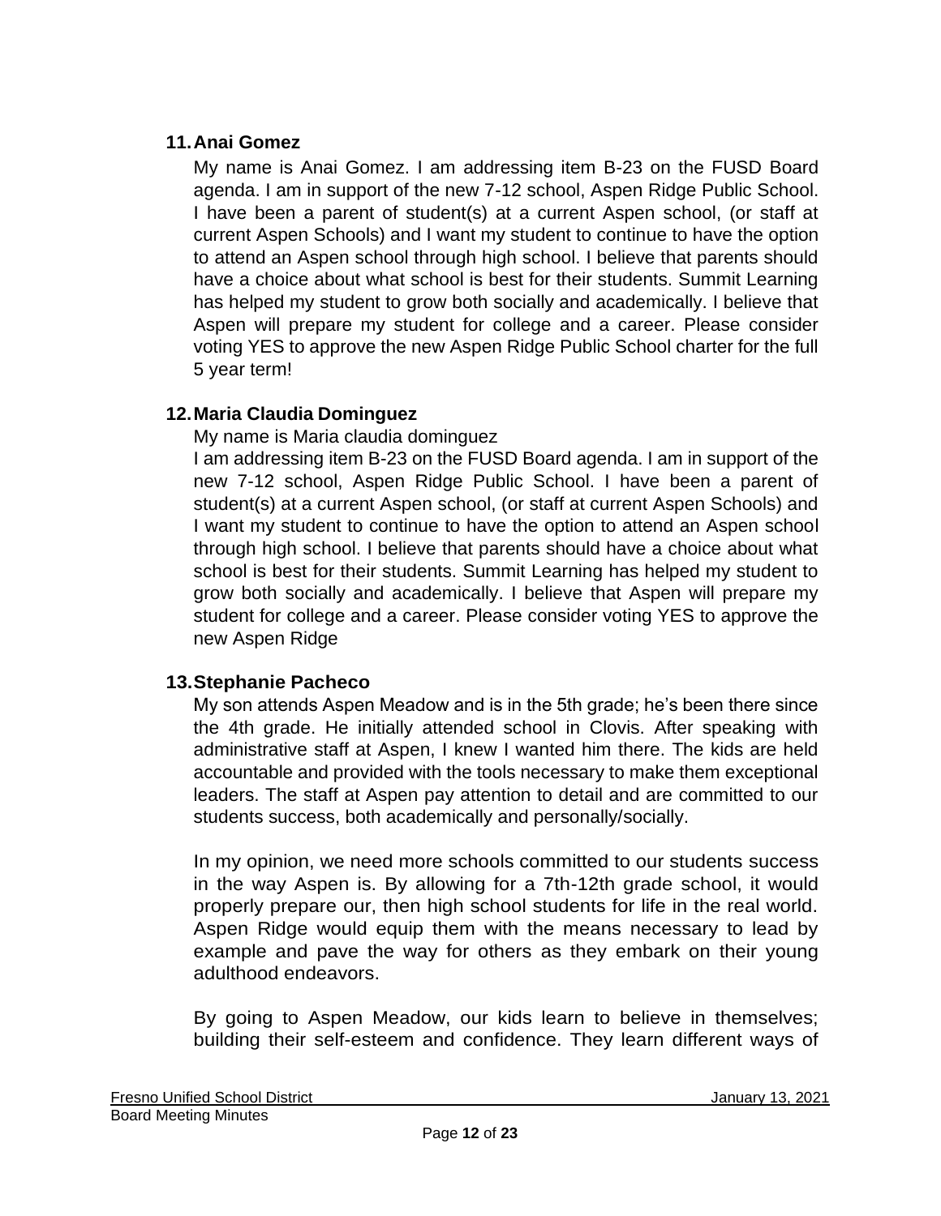**11. Anai Gomez**

My name is Anai Gomez. I am addressing item B-23 on the FUSD Board agenda. I am in support of the new 7-12 school, Aspen Ridge Public School. I have been a parent of student(s) at a current Aspen school, (or staff at current Aspen Schools) and I want my student to continue to have the option to attend an Aspen school through high school. I believe that parents should have a choice about what school is best for their students. Summit Learning has helped my student to grow both socially and academically. I believe that Aspen will prepare my student for college and a career. Please consider voting YES to approve the new Aspen Ridge Public School charter for the full 5 year term!

**12. Maria Claudia Dominguez**

My name is Maria claudia dominguez
I am addressing item B-23 on the FUSD Board agenda. I am in support of the new 7-12 school, Aspen Ridge Public School. I have been a parent of student(s) at a current Aspen school, (or staff at current Aspen Schools) and I want my student to continue to have the option to attend an Aspen school through high school. I believe that parents should have a choice about what school is best for their students. Summit Learning has helped my student to grow both socially and academically. I believe that Aspen will prepare my student for college and a career. Please consider voting YES to approve the new Aspen Ridge

**13. Stephanie Pacheco**

My son attends Aspen Meadow and is in the 5th grade; he's been there since the 4th grade. He initially attended school in Clovis. After speaking with administrative staff at Aspen, I knew I wanted him there. The kids are held accountable and provided with the tools necessary to make them exceptional leaders. The staff at Aspen pay attention to detail and are committed to our students success, both academically and personally/socially.

In my opinion, we need more schools committed to our students success in the way Aspen is. By allowing for a 7th-12th grade school, it would properly prepare our, then high school students for life in the real world. Aspen Ridge would equip them with the means necessary to lead by example and pave the way for others as they embark on their young adulthood endeavors.

By going to Aspen Meadow, our kids learn to believe in themselves; building their self-esteem and confidence. They learn different ways of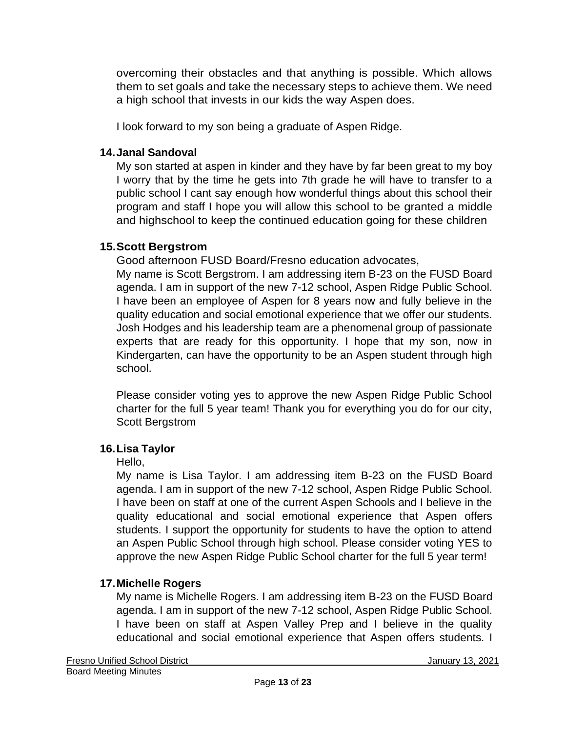overcoming their obstacles and that anything is possible. Which allows them to set goals and take the necessary steps to achieve them. We need a high school that invests in our kids the way Aspen does.

I look forward to my son being a graduate of Aspen Ridge.

**14. Janal Sandoval**

My son started at aspen in kinder and they have by far been great to my boy I worry that by the time he gets into 7th grade he will have to transfer to a public school I cant say enough how wonderful things about this school their program and staff I hope you will allow this school to be granted a middle and highschool to keep the continued education going for these children

**15. Scott Bergstrom**

Good afternoon FUSD Board/Fresno education advocates,

My name is Scott Bergstrom. I am addressing item B-23 on the FUSD Board agenda. I am in support of the new 7-12 school, Aspen Ridge Public School. I have been an employee of Aspen for 8 years now and fully believe in the quality education and social emotional experience that we offer our students. Josh Hodges and his leadership team are a phenomenal group of passionate experts that are ready for this opportunity. I hope that my son, now in Kindergarten, can have the opportunity to be an Aspen student through high school.

Please consider voting yes to approve the new Aspen Ridge Public School charter for the full 5 year team! Thank you for everything you do for our city, Scott Bergstrom

**16. Lisa Taylor**

Hello,

My name is Lisa Taylor. I am addressing item B-23 on the FUSD Board agenda. I am in support of the new 7-12 school, Aspen Ridge Public School. I have been on staff at one of the current Aspen Schools and I believe in the quality educational and social emotional experience that Aspen offers students. I support the opportunity for students to have the option to attend an Aspen Public School through high school. Please consider voting YES to approve the new Aspen Ridge Public School charter for the full 5 year term!

**17. Michelle Rogers**

My name is Michelle Rogers. I am addressing item B-23 on the FUSD Board agenda. I am in support of the new 7-12 school, Aspen Ridge Public School. I have been on staff at Aspen Valley Prep and I believe in the quality educational and social emotional experience that Aspen offers students. I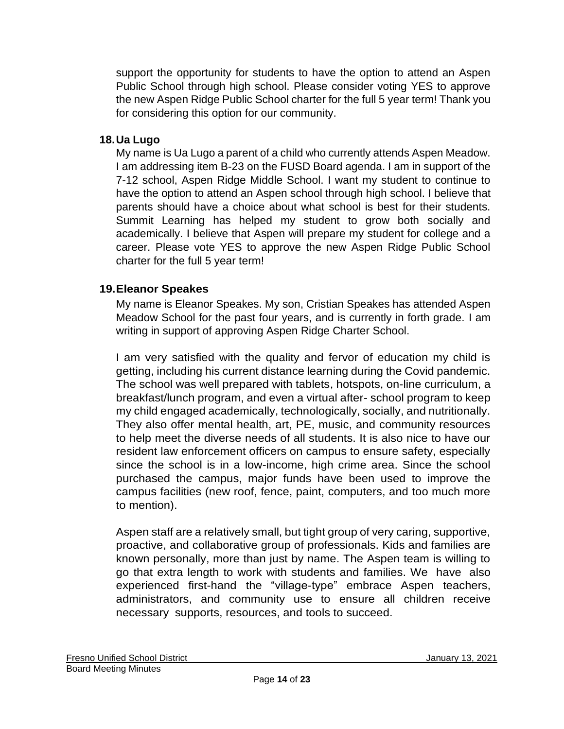support the opportunity for students to have the option to attend an Aspen Public School through high school. Please consider voting YES to approve the new Aspen Ridge Public School charter for the full 5 year term! Thank you for considering this option for our community.

**18. Ua Lugo**

My name is Ua Lugo a parent of a child who currently attends Aspen Meadow. I am addressing item B-23 on the FUSD Board agenda. I am in support of the 7-12 school, Aspen Ridge Middle School. I want my student to continue to have the option to attend an Aspen school through high school. I believe that parents should have a choice about what school is best for their students. Summit Learning has helped my student to grow both socially and academically. I believe that Aspen will prepare my student for college and a career. Please vote YES to approve the new Aspen Ridge Public School charter for the full 5 year term!

**19. Eleanor Speakes**

My name is Eleanor Speakes. My son, Cristian Speakes has attended Aspen Meadow School for the past four years, and is currently in forth grade. I am writing in support of approving Aspen Ridge Charter School.

I am very satisfied with the quality and fervor of education my child is getting, including his current distance learning during the Covid pandemic. The school was well prepared with tablets, hotspots, on-line curriculum, a breakfast/lunch program, and even a virtual after- school program to keep my child engaged academically, technologically, socially, and nutritionally. They also offer mental health, art, PE, music, and community resources to help meet the diverse needs of all students. It is also nice to have our resident law enforcement officers on campus to ensure safety, especially since the school is in a low-income, high crime area. Since the school purchased the campus, major funds have been used to improve the campus facilities (new roof, fence, paint, computers, and too much more to mention).

Aspen staff are a relatively small, but tight group of very caring, supportive, proactive, and collaborative group of professionals. Kids and families are known personally, more than just by name. The Aspen team is willing to go that extra length to work with students and families. We have also experienced first-hand the "village-type" embrace Aspen teachers, administrators, and community use to ensure all children receive necessary supports, resources, and tools to succeed.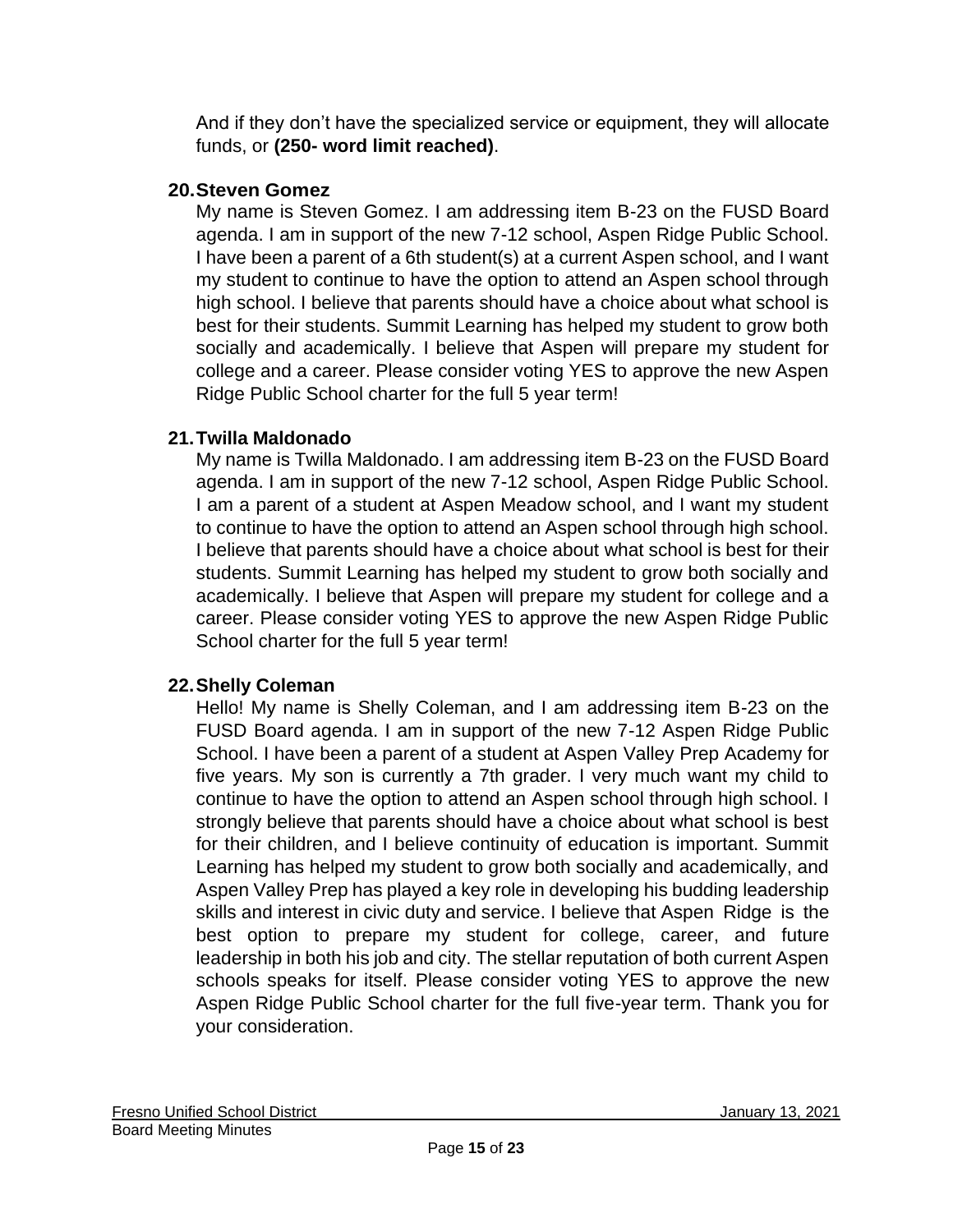And if they don’t have the specialized service or equipment, they will allocate funds, or **(250- word limit reached)**.

**20. Steven Gomez**

My name is Steven Gomez. I am addressing item B-23 on the FUSD Board agenda. I am in support of the new 7-12 school, Aspen Ridge Public School. I have been a parent of a 6th student(s) at a current Aspen school, and I want my student to continue to have the option to attend an Aspen school through high school. I believe that parents should have a choice about what school is best for their students. Summit Learning has helped my student to grow both socially and academically. I believe that Aspen will prepare my student for college and a career. Please consider voting YES to approve the new Aspen Ridge Public School charter for the full 5 year term!

**21. Twilla Maldonado**

My name is Twilla Maldonado. I am addressing item B-23 on the FUSD Board agenda. I am in support of the new 7-12 school, Aspen Ridge Public School. I am a parent of a student at Aspen Meadow school, and I want my student to continue to have the option to attend an Aspen school through high school. I believe that parents should have a choice about what school is best for their students. Summit Learning has helped my student to grow both socially and academically. I believe that Aspen will prepare my student for college and a career. Please consider voting YES to approve the new Aspen Ridge Public School charter for the full 5 year term!

**22. Shelly Coleman**

Hello! My name is Shelly Coleman, and I am addressing item B-23 on the FUSD Board agenda. I am in support of the new 7-12 Aspen Ridge Public School. I have been a parent of a student at Aspen Valley Prep Academy for five years. My son is currently a 7th grader. I very much want my child to continue to have the option to attend an Aspen school through high school. I strongly believe that parents should have a choice about what school is best for their children, and I believe continuity of education is important. Summit Learning has helped my student to grow both socially and academically, and Aspen Valley Prep has played a key role in developing his budding leadership skills and interest in civic duty and service. I believe that Aspen Ridge is the best option to prepare my student for college, career, and future leadership in both his job and city. The stellar reputation of both current Aspen schools speaks for itself. Please consider voting YES to approve the new Aspen Ridge Public School charter for the full five-year term. Thank you for your consideration.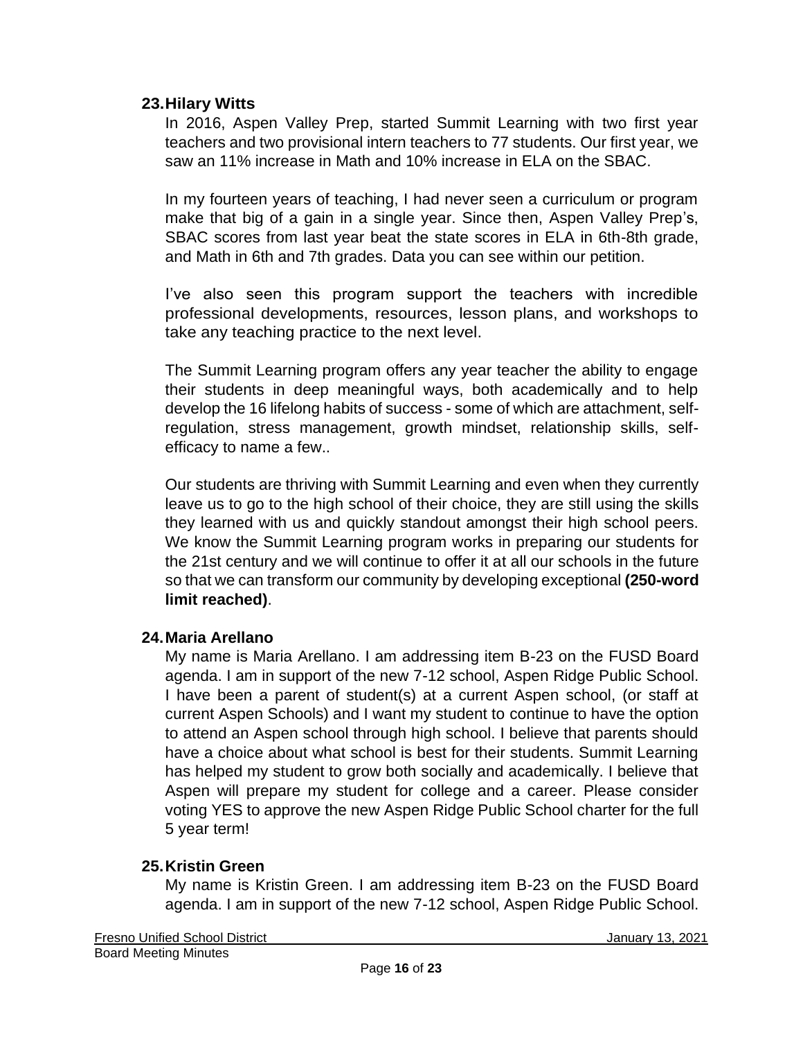**23. Hilary Witts**

In 2016, Aspen Valley Prep, started Summit Learning with two first year teachers and two provisional intern teachers to 77 students. Our first year, we saw an 11% increase in Math and 10% increase in ELA on the SBAC.

In my fourteen years of teaching, I had never seen a curriculum or program make that big of a gain in a single year. Since then, Aspen Valley Prep's, SBAC scores from last year beat the state scores in ELA in 6th-8th grade, and Math in 6th and 7th grades. Data you can see within our petition.

I've also seen this program support the teachers with incredible professional developments, resources, lesson plans, and workshops to take any teaching practice to the next level.

The Summit Learning program offers any year teacher the ability to engage their students in deep meaningful ways, both academically and to help develop the 16 lifelong habits of success - some of which are attachment, self-regulation, stress management, growth mindset, relationship skills, self-efficacy to name a few..

Our students are thriving with Summit Learning and even when they currently leave us to go to the high school of their choice, they are still using the skills they learned with us and quickly standout amongst their high school peers. We know the Summit Learning program works in preparing our students for the 21st century and we will continue to offer it at all our schools in the future so that we can transform our community by developing exceptional **(250-word limit reached)**.

**24. Maria Arellano**

My name is Maria Arellano. I am addressing item B-23 on the FUSD Board agenda. I am in support of the new 7-12 school, Aspen Ridge Public School. I have been a parent of student(s) at a current Aspen school, (or staff at current Aspen Schools) and I want my student to continue to have the option to attend an Aspen school through high school. I believe that parents should have a choice about what school is best for their students. Summit Learning has helped my student to grow both socially and academically. I believe that Aspen will prepare my student for college and a career. Please consider voting YES to approve the new Aspen Ridge Public School charter for the full 5 year term!

**25. Kristin Green**

My name is Kristin Green. I am addressing item B-23 on the FUSD Board agenda. I am in support of the new 7-12 school, Aspen Ridge Public School.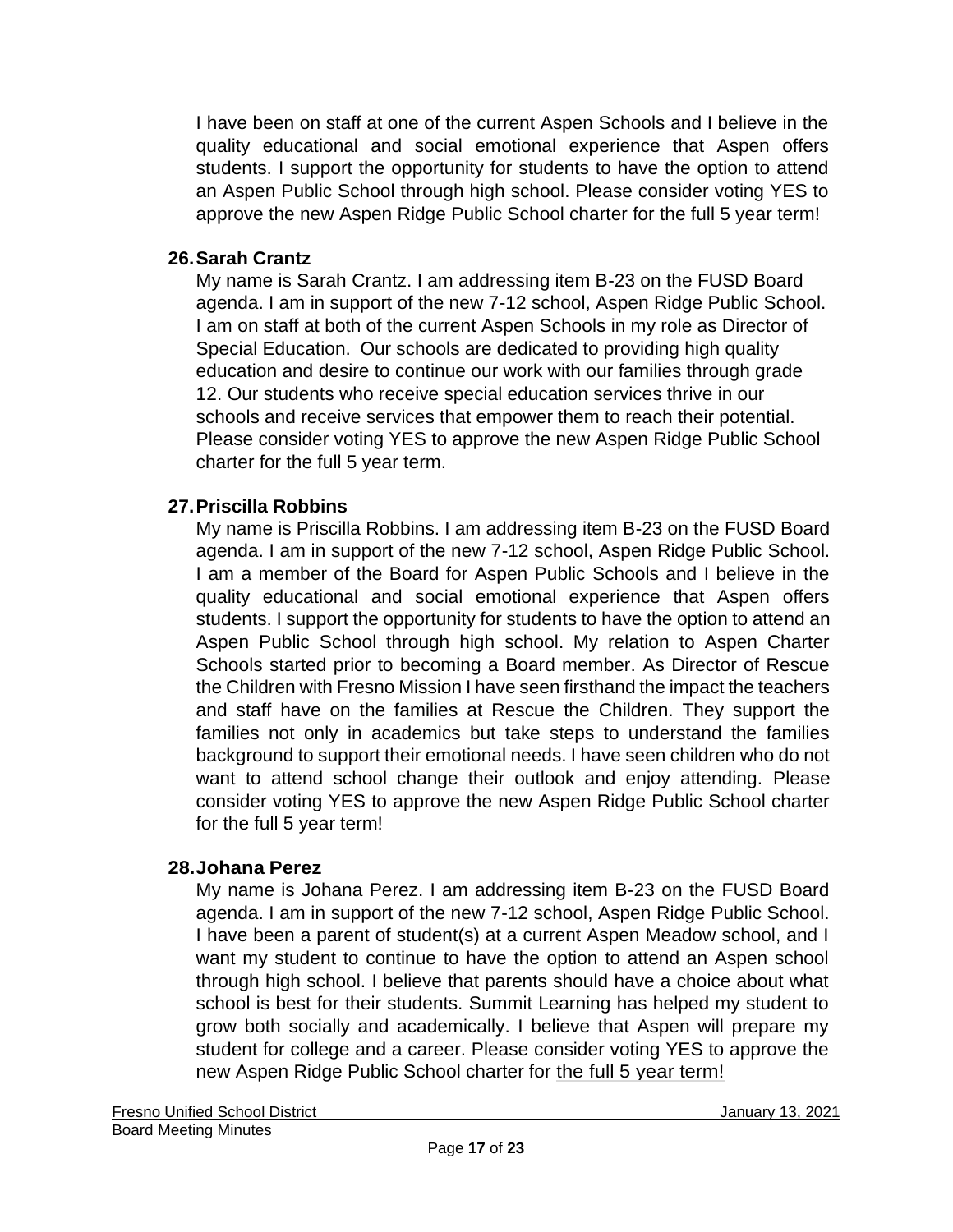I have been on staff at one of the current Aspen Schools and I believe in the quality educational and social emotional experience that Aspen offers students. I support the opportunity for students to have the option to attend an Aspen Public School through high school. Please consider voting YES to approve the new Aspen Ridge Public School charter for the full 5 year term!

**26. Sarah Crantz**

My name is Sarah Crantz. I am addressing item B-23 on the FUSD Board agenda. I am in support of the new 7-12 school, Aspen Ridge Public School. I am on staff at both of the current Aspen Schools in my role as Director of Special Education. Our schools are dedicated to providing high quality education and desire to continue our work with our families through grade 12. Our students who receive special education services thrive in our schools and receive services that empower them to reach their potential. Please consider voting YES to approve the new Aspen Ridge Public School charter for the full 5 year term.

**27. Priscilla Robbins**

My name is Priscilla Robbins. I am addressing item B-23 on the FUSD Board agenda. I am in support of the new 7-12 school, Aspen Ridge Public School. I am a member of the Board for Aspen Public Schools and I believe in the quality educational and social emotional experience that Aspen offers students. I support the opportunity for students to have the option to attend an Aspen Public School through high school. My relation to Aspen Charter Schools started prior to becoming a Board member. As Director of Rescue the Children with Fresno Mission I have seen firsthand the impact the teachers and staff have on the families at Rescue the Children. They support the families not only in academics but take steps to understand the families background to support their emotional needs. I have seen children who do not want to attend school change their outlook and enjoy attending. Please consider voting YES to approve the new Aspen Ridge Public School charter for the full 5 year term!

**28. Johana Perez**

My name is Johana Perez. I am addressing item B-23 on the FUSD Board agenda. I am in support of the new 7-12 school, Aspen Ridge Public School. I have been a parent of student(s) at a current Aspen Meadow school, and I want my student to continue to have the option to attend an Aspen school through high school. I believe that parents should have a choice about what school is best for their students. Summit Learning has helped my student to grow both socially and academically. I believe that Aspen will prepare my student for college and a career. Please consider voting YES to approve the new Aspen Ridge Public School charter for the full 5 year term!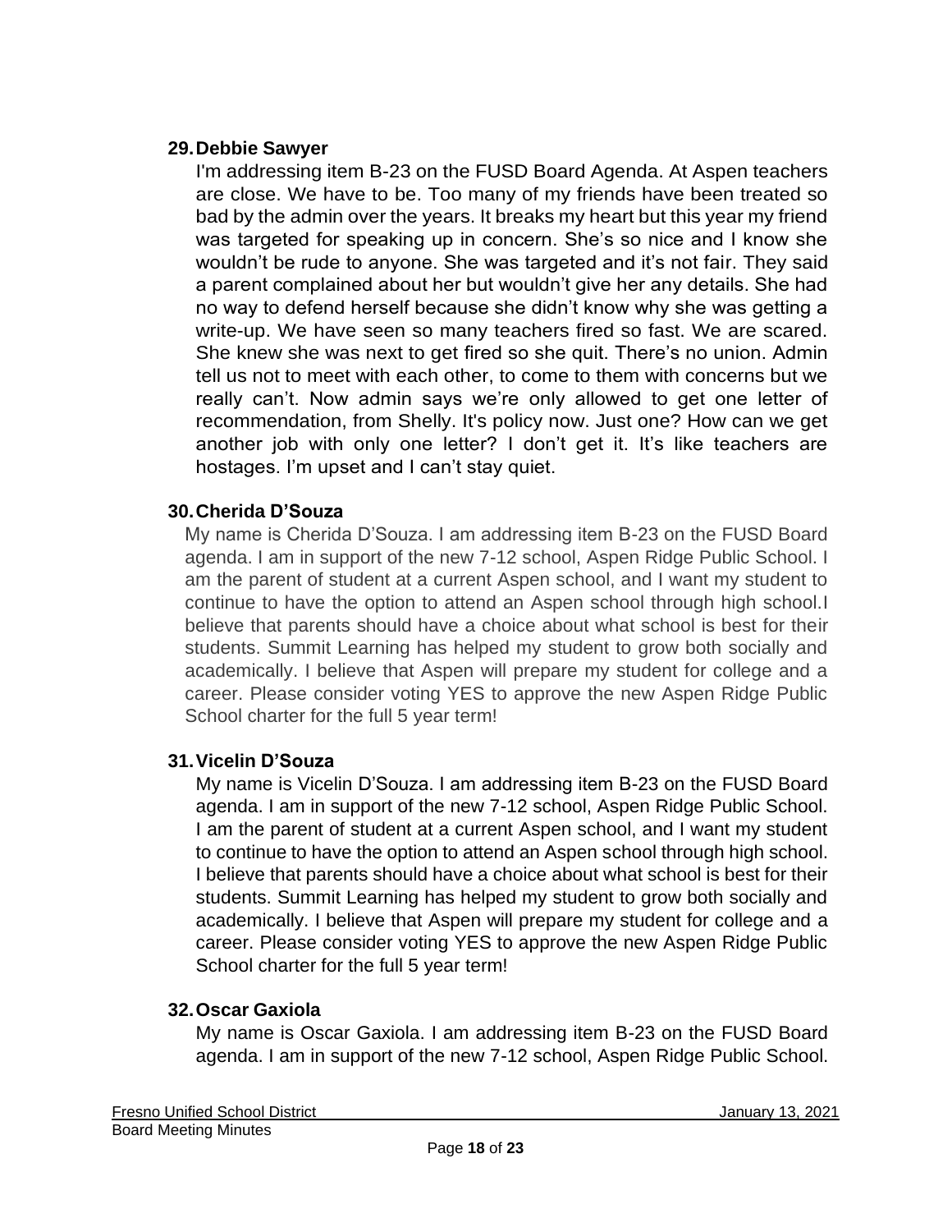29. **Debbie Sawyer**

I'm addressing item B-23 on the FUSD Board Agenda. At Aspen teachers are close. We have to be. Too many of my friends have been treated so bad by the admin over the years. It breaks my heart but this year my friend was targeted for speaking up in concern. She's so nice and I know she wouldn't be rude to anyone. She was targeted and it's not fair. They said a parent complained about her but wouldn't give her any details. She had no way to defend herself because she didn't know why she was getting a write-up. We have seen so many teachers fired so fast. We are scared. She knew she was next to get fired so she quit. There's no union. Admin tell us not to meet with each other, to come to them with concerns but we really can't. Now admin says we're only allowed to get one letter of recommendation, from Shelly. It's policy now. Just one? How can we get another job with only one letter? I don't get it. It's like teachers are hostages. I'm upset and I can't stay quiet.

30. **Cherida D'Souza**

My name is Cherida D'Souza. I am addressing item B-23 on the FUSD Board agenda. I am in support of the new 7-12 school, Aspen Ridge Public School. I am the parent of student at a current Aspen school, and I want my student to continue to have the option to attend an Aspen school through high school.I believe that parents should have a choice about what school is best for their students. Summit Learning has helped my student to grow both socially and academically. I believe that Aspen will prepare my student for college and a career. Please consider voting YES to approve the new Aspen Ridge Public School charter for the full 5 year term!

31. **Vicelin D'Souza**

My name is Vicelin D'Souza. I am addressing item B-23 on the FUSD Board agenda. I am in support of the new 7-12 school, Aspen Ridge Public School. I am the parent of student at a current Aspen school, and I want my student to continue to have the option to attend an Aspen school through high school. I believe that parents should have a choice about what school is best for their students. Summit Learning has helped my student to grow both socially and academically. I believe that Aspen will prepare my student for college and a career. Please consider voting YES to approve the new Aspen Ridge Public School charter for the full 5 year term!

32. **Oscar Gaxiola**

My name is Oscar Gaxiola. I am addressing item B-23 on the FUSD Board agenda. I am in support of the new 7-12 school, Aspen Ridge Public School.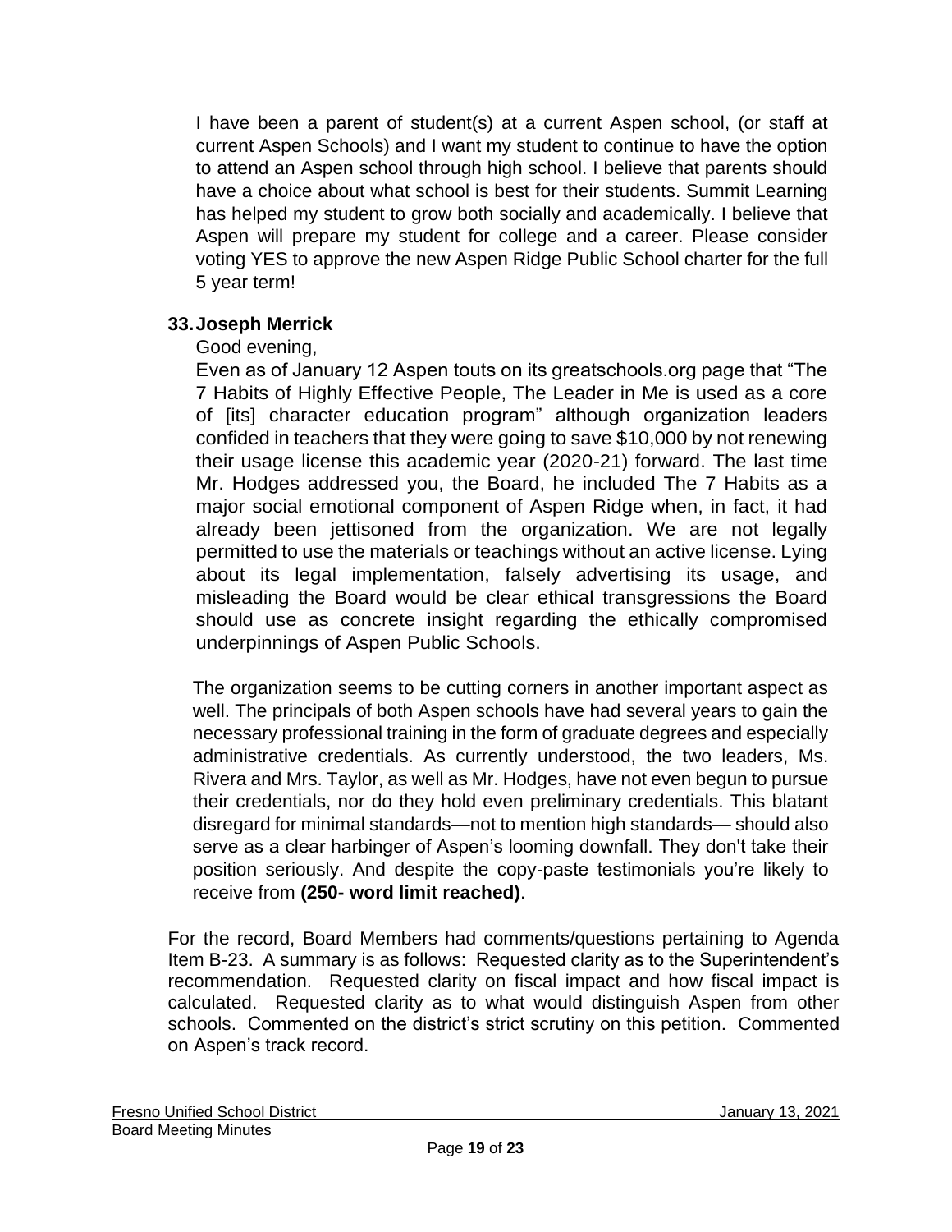I have been a parent of student(s) at a current Aspen school, (or staff at current Aspen Schools) and I want my student to continue to have the option to attend an Aspen school through high school. I believe that parents should have a choice about what school is best for their students. Summit Learning has helped my student to grow both socially and academically. I believe that Aspen will prepare my student for college and a career. Please consider voting YES to approve the new Aspen Ridge Public School charter for the full 5 year term!

**33. Joseph Merrick**

Good evening,

Even as of January 12 Aspen touts on its greatschools.org page that "The 7 Habits of Highly Effective People, The Leader in Me is used as a core of [its] character education program" although organization leaders confided in teachers that they were going to save $10,000 by not renewing their usage license this academic year (2020-21) forward. The last time Mr. Hodges addressed you, the Board, he included The 7 Habits as a major social emotional component of Aspen Ridge when, in fact, it had already been jettisoned from the organization. We are not legally permitted to use the materials or teachings without an active license. Lying about its legal implementation, falsely advertising its usage, and misleading the Board would be clear ethical transgressions the Board should use as concrete insight regarding the ethically compromised underpinnings of Aspen Public Schools.

The organization seems to be cutting corners in another important aspect as well. The principals of both Aspen schools have had several years to gain the necessary professional training in the form of graduate degrees and especially administrative credentials. As currently understood, the two leaders, Ms. Rivera and Mrs. Taylor, as well as Mr. Hodges, have not even begun to pursue their credentials, nor do they hold even preliminary credentials. This blatant disregard for minimal standards—not to mention high standards— should also serve as a clear harbinger of Aspen's looming downfall. They don't take their position seriously. And despite the copy-paste testimonials you're likely to receive from **(250- word limit reached)**.

For the record, Board Members had comments/questions pertaining to Agenda Item B-23. A summary is as follows: Requested clarity as to the Superintendent's recommendation. Requested clarity on fiscal impact and how fiscal impact is calculated. Requested clarity as to what would distinguish Aspen from other schools. Commented on the district's strict scrutiny on this petition. Commented on Aspen's track record.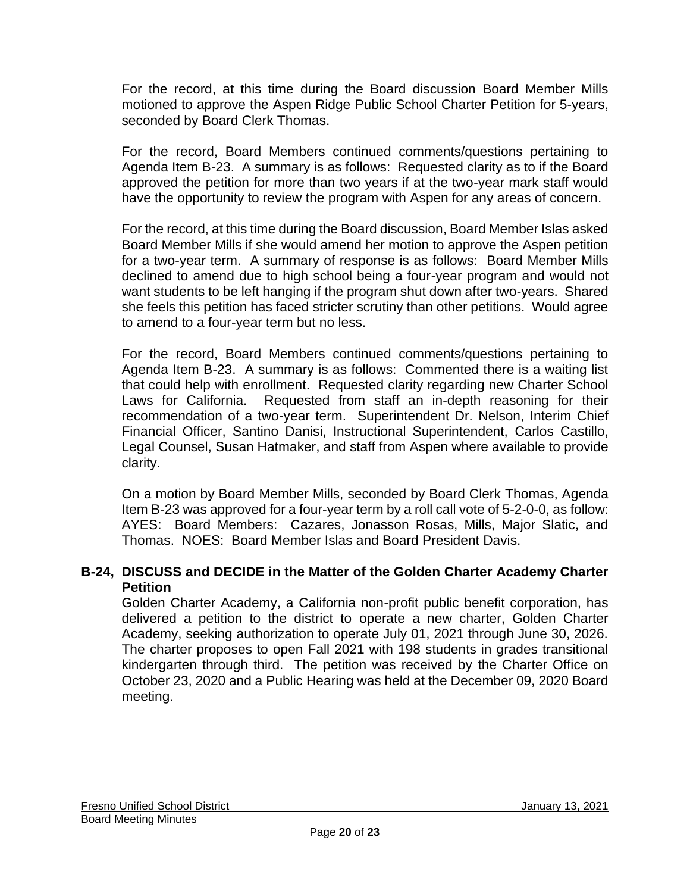For the record, at this time during the Board discussion Board Member Mills motioned to approve the Aspen Ridge Public School Charter Petition for 5-years, seconded by Board Clerk Thomas.

For the record, Board Members continued comments/questions pertaining to Agenda Item B-23. A summary is as follows: Requested clarity as to if the Board approved the petition for more than two years if at the two-year mark staff would have the opportunity to review the program with Aspen for any areas of concern.

For the record, at this time during the Board discussion, Board Member Islas asked Board Member Mills if she would amend her motion to approve the Aspen petition for a two-year term. A summary of response is as follows: Board Member Mills declined to amend due to high school being a four-year program and would not want students to be left hanging if the program shut down after two-years. Shared she feels this petition has faced stricter scrutiny than other petitions. Would agree to amend to a four-year term but no less.

For the record, Board Members continued comments/questions pertaining to Agenda Item B-23. A summary is as follows: Commented there is a waiting list that could help with enrollment. Requested clarity regarding new Charter School Laws for California. Requested from staff an in-depth reasoning for their recommendation of a two-year term. Superintendent Dr. Nelson, Interim Chief Financial Officer, Santino Danisi, Instructional Superintendent, Carlos Castillo, Legal Counsel, Susan Hatmaker, and staff from Aspen where available to provide clarity.

On a motion by Board Member Mills, seconded by Board Clerk Thomas, Agenda Item B-23 was approved for a four-year term by a roll call vote of 5-2-0-0, as follow: AYES: Board Members: Cazares, Jonasson Rosas, Mills, Major Slatic, and Thomas. NOES: Board Member Islas and Board President Davis.

**B-24, DISCUSS and DECIDE in the Matter of the Golden Charter Academy Charter Petition**

Golden Charter Academy, a California non-profit public benefit corporation, has delivered a petition to the district to operate a new charter, Golden Charter Academy, seeking authorization to operate July 01, 2021 through June 30, 2026. The charter proposes to open Fall 2021 with 198 students in grades transitional kindergarten through third. The petition was received by the Charter Office on October 23, 2020 and a Public Hearing was held at the December 09, 2020 Board meeting.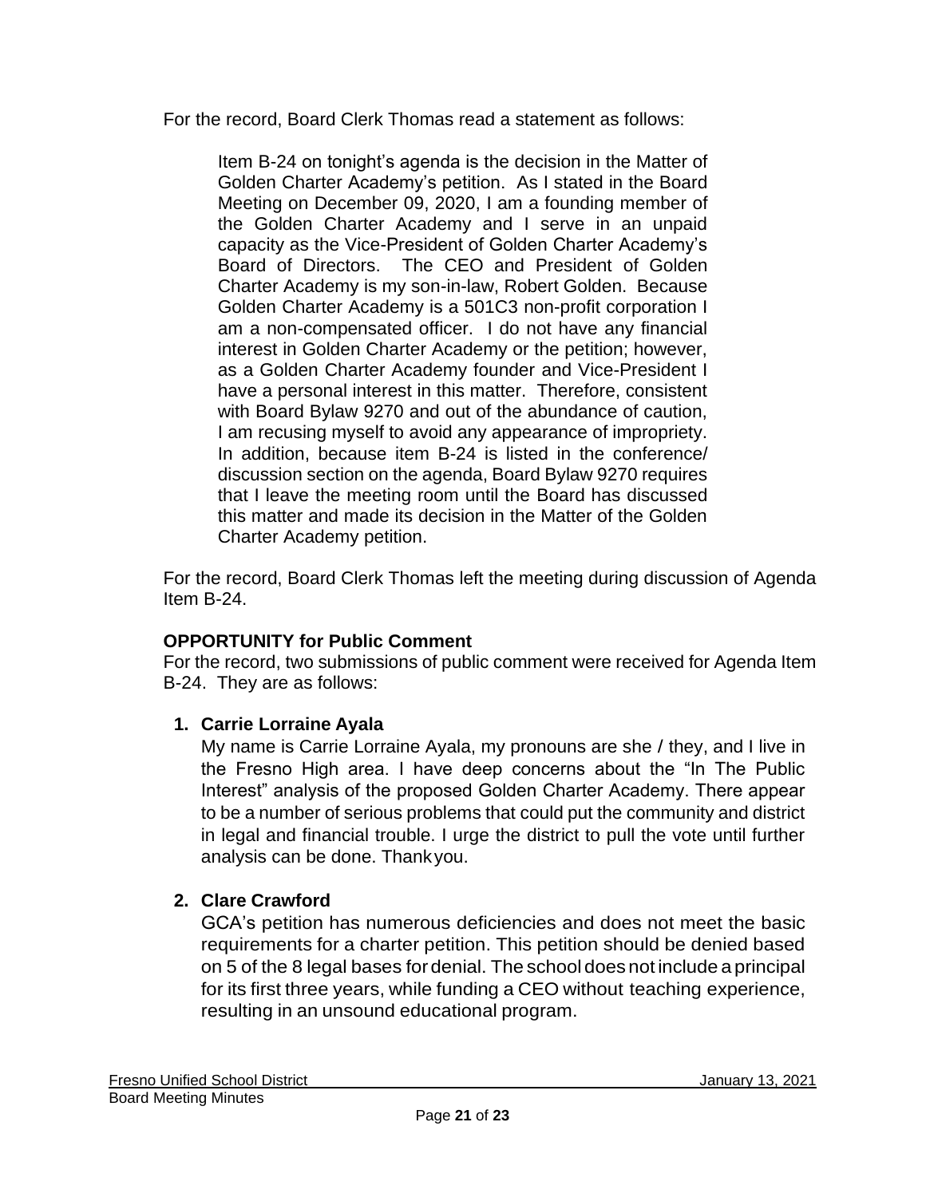For the record, Board Clerk Thomas read a statement as follows:

> Item B-24 on tonight's agenda is the decision in the Matter of Golden Charter Academy's petition. As I stated in the Board Meeting on December 09, 2020, I am a founding member of the Golden Charter Academy and I serve in an unpaid capacity as the Vice-President of Golden Charter Academy's Board of Directors. The CEO and President of Golden Charter Academy is my son-in-law, Robert Golden. Because Golden Charter Academy is a 501C3 non-profit corporation I am a non-compensated officer. I do not have any financial interest in Golden Charter Academy or the petition; however, as a Golden Charter Academy founder and Vice-President I have a personal interest in this matter. Therefore, consistent with Board Bylaw 9270 and out of the abundance of caution, I am recusing myself to avoid any appearance of impropriety. In addition, because item B-24 is listed in the conference/ discussion section on the agenda, Board Bylaw 9270 requires that I leave the meeting room until the Board has discussed this matter and made its decision in the Matter of the Golden Charter Academy petition.

For the record, Board Clerk Thomas left the meeting during discussion of Agenda Item B-24.

**OPPORTUNITY for Public Comment**

For the record, two submissions of public comment were received for Agenda Item B-24. They are as follows:

1. **Carrie Lorraine Ayala**

   My name is Carrie Lorraine Ayala, my pronouns are she / they, and I live in the Fresno High area. I have deep concerns about the "In The Public Interest" analysis of the proposed Golden Charter Academy. There appear to be a number of serious problems that could put the community and district in legal and financial trouble. I urge the district to pull the vote until further analysis can be done. Thank you.

2. **Clare Crawford**

   GCA's petition has numerous deficiencies and does not meet the basic requirements for a charter petition. This petition should be denied based on 5 of the 8 legal bases for denial. The school does not include a principal for its first three years, while funding a CEO without teaching experience, resulting in an unsound educational program.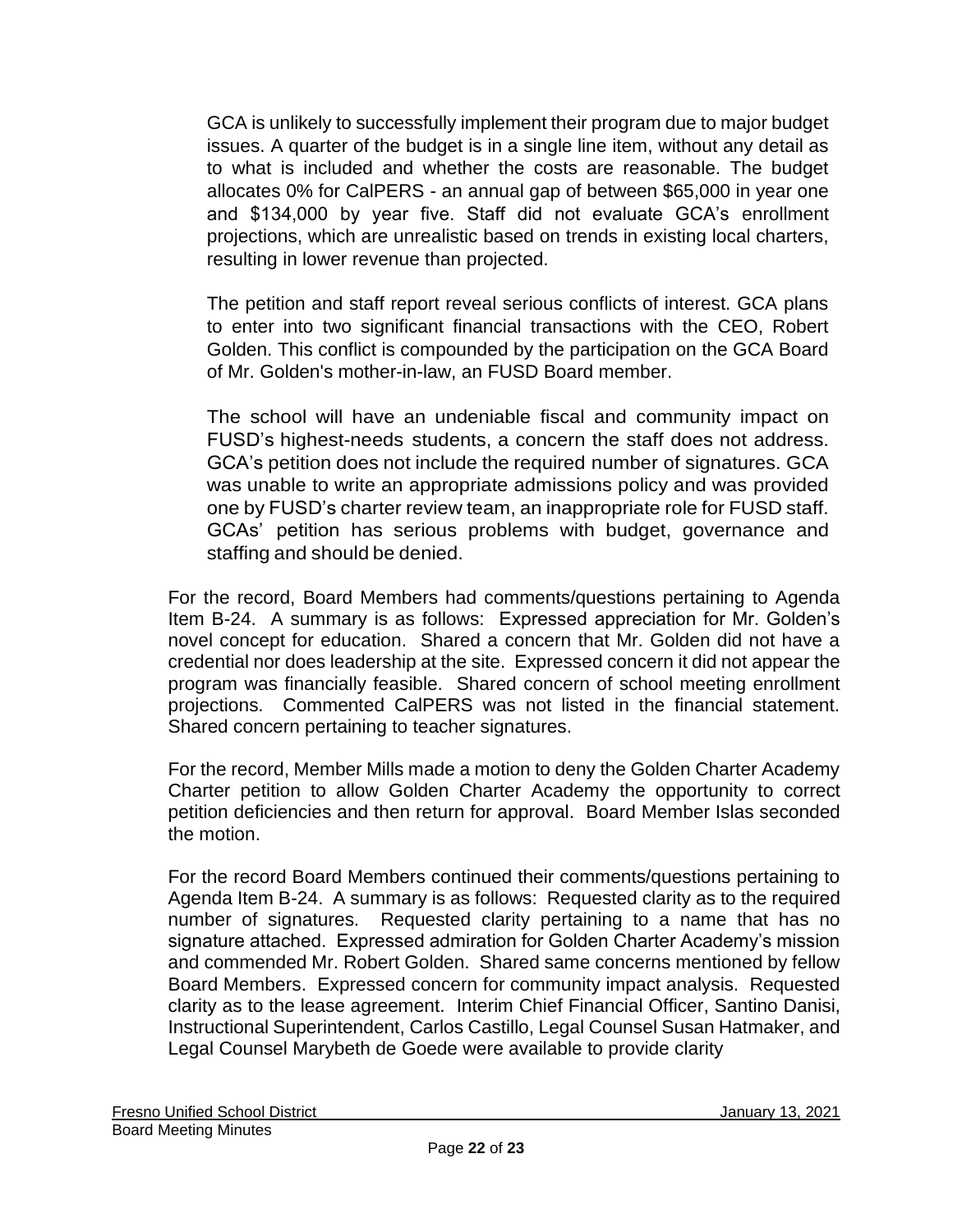GCA is unlikely to successfully implement their program due to major budget issues. A quarter of the budget is in a single line item, without any detail as to what is included and whether the costs are reasonable. The budget allocates 0% for CalPERS - an annual gap of between $65,000 in year one and $134,000 by year five. Staff did not evaluate GCA's enrollment projections, which are unrealistic based on trends in existing local charters, resulting in lower revenue than projected.

The petition and staff report reveal serious conflicts of interest. GCA plans to enter into two significant financial transactions with the CEO, Robert Golden. This conflict is compounded by the participation on the GCA Board of Mr. Golden's mother-in-law, an FUSD Board member.

The school will have an undeniable fiscal and community impact on FUSD's highest-needs students, a concern the staff does not address. GCA's petition does not include the required number of signatures. GCA was unable to write an appropriate admissions policy and was provided one by FUSD's charter review team, an inappropriate role for FUSD staff. GCAs' petition has serious problems with budget, governance and staffing and should be denied.

For the record, Board Members had comments/questions pertaining to Agenda Item B-24. A summary is as follows: Expressed appreciation for Mr. Golden's novel concept for education. Shared a concern that Mr. Golden did not have a credential nor does leadership at the site. Expressed concern it did not appear the program was financially feasible. Shared concern of school meeting enrollment projections. Commented CalPERS was not listed in the financial statement. Shared concern pertaining to teacher signatures.

For the record, Member Mills made a motion to deny the Golden Charter Academy Charter petition to allow Golden Charter Academy the opportunity to correct petition deficiencies and then return for approval. Board Member Islas seconded the motion.

For the record Board Members continued their comments/questions pertaining to Agenda Item B-24. A summary is as follows: Requested clarity as to the required number of signatures. Requested clarity pertaining to a name that has no signature attached. Expressed admiration for Golden Charter Academy's mission and commended Mr. Robert Golden. Shared same concerns mentioned by fellow Board Members. Expressed concern for community impact analysis. Requested clarity as to the lease agreement. Interim Chief Financial Officer, Santino Danisi, Instructional Superintendent, Carlos Castillo, Legal Counsel Susan Hatmaker, and Legal Counsel Marybeth de Goede were available to provide clarity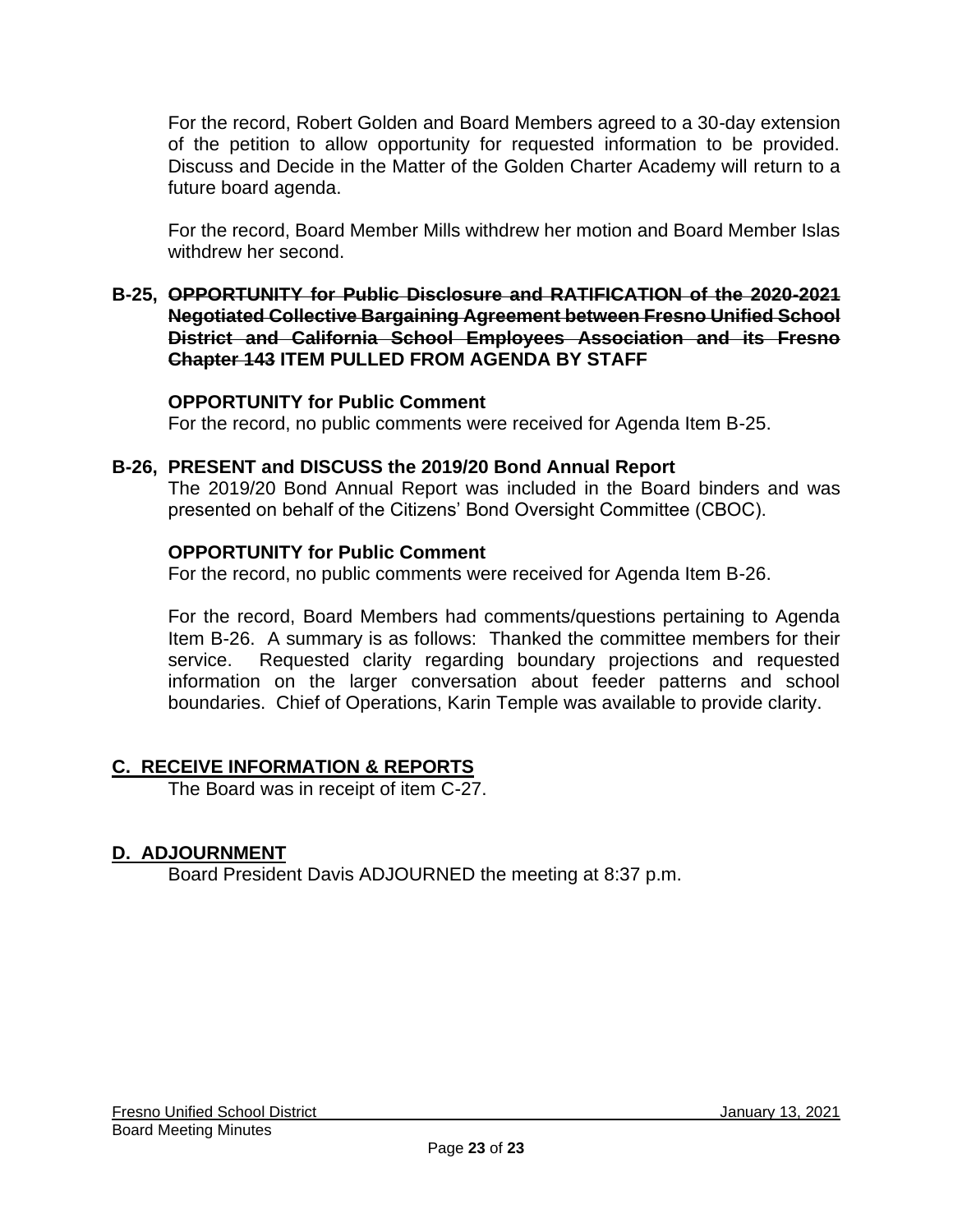For the record, Robert Golden and Board Members agreed to a 30-day extension of the petition to allow opportunity for requested information to be provided. Discuss and Decide in the Matter of the Golden Charter Academy will return to a future board agenda.

For the record, Board Member Mills withdrew her motion and Board Member Islas withdrew her second.

**B-25, ~~OPPORTUNITY for Public Disclosure and RATIFICATION of the 2020-2021 Negotiated Collective Bargaining Agreement between Fresno Unified School District and California School Employees Association and its Fresno Chapter 143~~ ITEM PULLED FROM AGENDA BY STAFF**

**OPPORTUNITY for Public Comment**

For the record, no public comments were received for Agenda Item B-25.

**B-26, PRESENT and DISCUSS the 2019/20 Bond Annual Report**

The 2019/20 Bond Annual Report was included in the Board binders and was presented on behalf of the Citizens' Bond Oversight Committee (CBOC).

**OPPORTUNITY for Public Comment**

For the record, no public comments were received for Agenda Item B-26.

For the record, Board Members had comments/questions pertaining to Agenda Item B-26. A summary is as follows: Thanked the committee members for their service. Requested clarity regarding boundary projections and requested information on the larger conversation about feeder patterns and school boundaries. Chief of Operations, Karin Temple was available to provide clarity.

## C. RECEIVE INFORMATION & REPORTS

The Board was in receipt of item C-27.

## D. ADJOURNMENT

Board President Davis ADJOURNED the meeting at 8:37 p.m.